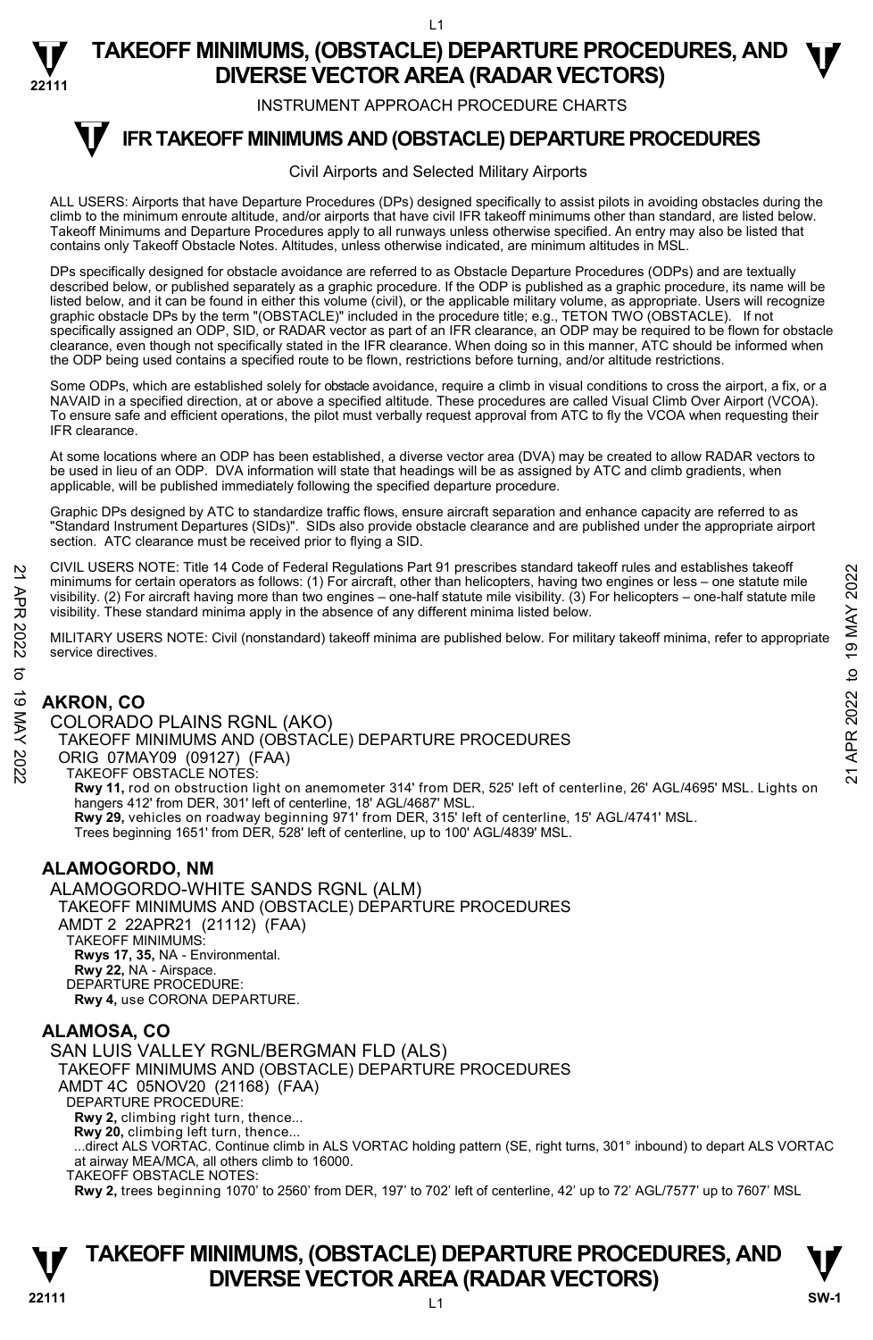# TAKEOFF MINIMUMS, (OBSTACLE) DEPARTURE PROCEDURES, AND DIVERSE VECTOR AREA (RADAR VECTORS)

INSTRUMENT APPROACH PROCEDURE CHARTS

## IFR TAKEOFF MINIMUMS AND (OBSTACLE) DEPARTURE PROCEDURES

Civil Airports and Selected Military Airports

ALL USERS: Airports that have Departure Procedures (DPs) designed specifically to assist pilots in avoiding obstacles during the climb to the minimum enroute altitude, and/or airports that have civil IFR takeoff minimums other than standard, are listed below. Takeoff Minimums and Departure Procedures apply to all runways unless otherwise specified. An entry may also be listed that contains only Takeoff Obstacle Notes. Altitudes, unless otherwise indicated, are minimum altitudes in MSL.

DPs specifically designed for obstacle avoidance are referred to as Obstacle Departure Procedures (ODPs) and are textually described below, or published separately as a graphic procedure. If the ODP is published as a graphic procedure, its name will be listed below, and it can be found in either this volume (civil), or the applicable military volume, as appropriate. Users will recognize graphic obstacle DPs by the term "(OBSTACLE)" included in the procedure title; e.g., TETON TWO (OBSTACLE). If not specifically assigned an ODP, SID, or RADAR vector as part of an IFR clearance, an ODP may be required to be flown for obstacle clearance, even though not specifically stated in the IFR clearance. When doing so in this manner, ATC should be informed when the ODP being used contains a specified route to be flown, restrictions before turning, and/or altitude restrictions.

Some ODPs, which are established solely for obstacle avoidance, require a climb in visual conditions to cross the airport, a fix, or a NAVAID in a specified direction, at or above a specified altitude. These procedures are called Visual Climb Over Airport (VCOA). To ensure safe and efficient operations, the pilot must verbally request approval from ATC to fly the VCOA when requesting their IFR clearance.

At some locations where an ODP has been established, a diverse vector area (DVA) may be created to allow RADAR vectors to be used in lieu of an ODP. DVA information will state that headings will be as assigned by ATC and climb gradients, when applicable, will be published immediately following the specified departure procedure.

Graphic DPs designed by ATC to standardize traffic flows, ensure aircraft separation and enhance capacity are referred to as "Standard Instrument Departures (SIDs)". SIDs also provide obstacle clearance and are published under the appropriate airport section. ATC clearance must be received prior to flying a SID.

CIVIL USERS NOTE: Title 14 Code of Federal Regulations Part 91 prescribes standard takeoff rules and establishes takeoff minimums for certain operators as follows: (1) For aircraft, other than helicopters, having two engines or less – one statute mile visibility. (2) For aircraft having more than two engines – one-half statute mile visibility. (3) For helicopters – one-half statute mile visibility. These standard minima apply in the absence of any different minima listed below.

MILITARY USERS NOTE: Civil (nonstandard) takeoff minima are published below. For military takeoff minima, refer to appropriate service directives.

### AKRON, CO

COLORADO PLAINS RGNL (AKO)
TAKEOFF MINIMUMS AND (OBSTACLE) DEPARTURE PROCEDURES
ORIG 07MAY09 (09127) (FAA)
TAKEOFF OBSTACLE NOTES:
**Rwy 11,** rod on obstruction light on anemometer 314' from DER, 525' left of centerline, 26' AGL/4695' MSL. Lights on hangers 412' from DER, 301' left of centerline, 18' AGL/4687' MSL.
**Rwy 29,** vehicles on roadway beginning 971' from DER, 315' left of centerline, 15' AGL/4741' MSL.
Trees beginning 1651' from DER, 528' left of centerline, up to 100' AGL/4839' MSL.

### ALAMOGORDO, NM

ALAMOGORDO-WHITE SANDS RGNL (ALM)
TAKEOFF MINIMUMS AND (OBSTACLE) DEPARTURE PROCEDURES
AMDT 2 22APR21 (21112) (FAA)
TAKEOFF MINIMUMS:
**Rwys 17, 35,** NA - Environmental.
**Rwy 22,** NA - Airspace.
DEPARTURE PROCEDURE:
**Rwy 4,** use CORONA DEPARTURE.

### ALAMOSA, CO

SAN LUIS VALLEY RGNL/BERGMAN FLD (ALS)
TAKEOFF MINIMUMS AND (OBSTACLE) DEPARTURE PROCEDURES
AMDT 4C 05NOV20 (21168) (FAA)
DEPARTURE PROCEDURE:
**Rwy 2,** climbing right turn, thence...
**Rwy 20,** climbing left turn, thence...
...direct ALS VORTAC. Continue climb in ALS VORTAC holding pattern (SE, right turns, 301° inbound) to depart ALS VORTAC at airway MEA/MCA, all others climb to 16000.
TAKEOFF OBSTACLE NOTES:
**Rwy 2,** trees beginning 1070' to 2560' from DER, 197' to 702' left of centerline, 42' up to 72' AGL/7577' up to 7607' MSL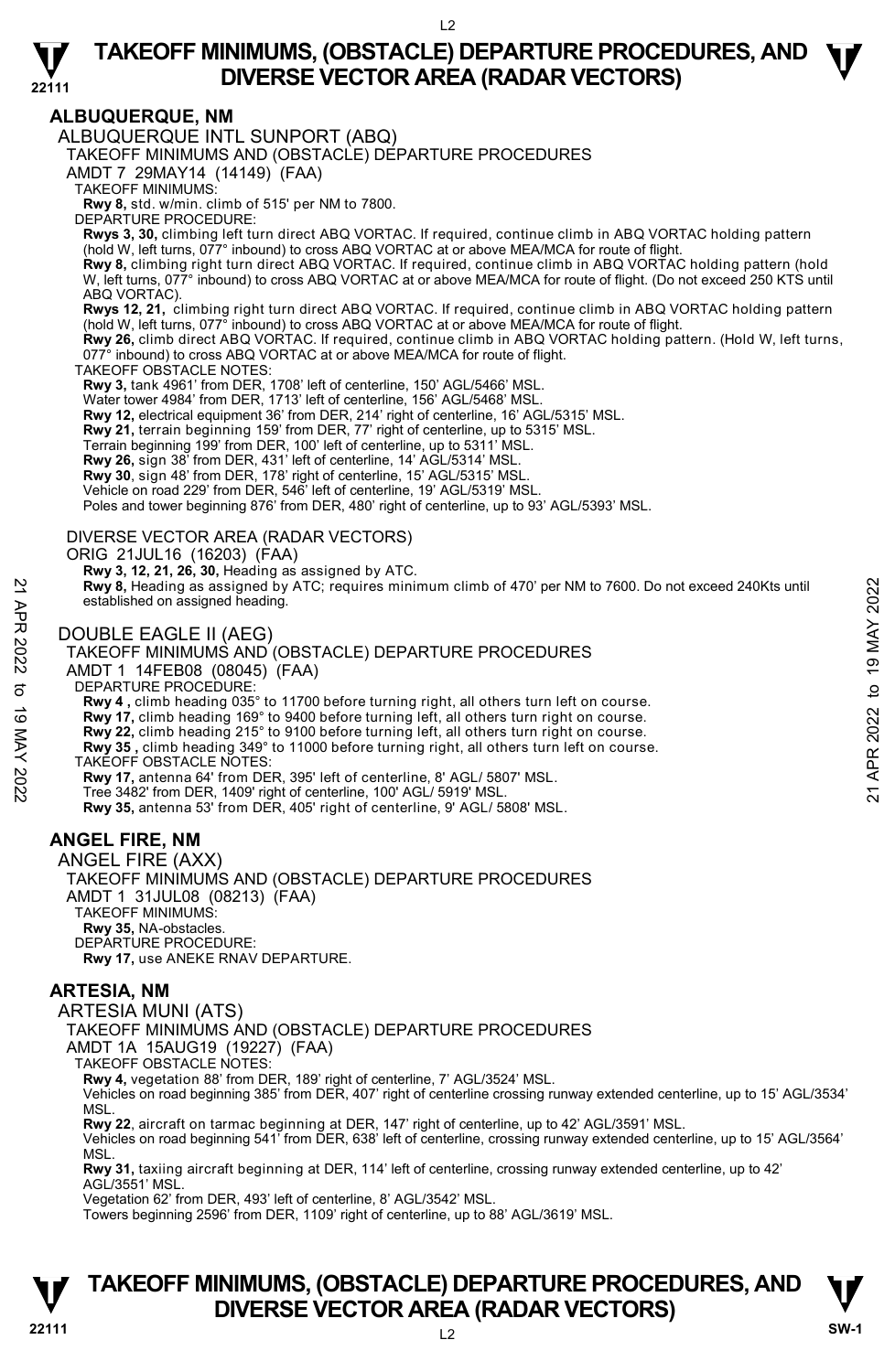## ALBUQUERQUE, NM

ALBUQUERQUE INTL SUNPORT (ABQ)

TAKEOFF MINIMUMS AND (OBSTACLE) DEPARTURE PROCEDURES

AMDT 7 29MAY14 (14149) (FAA)

TAKEOFF MINIMUMS:

**Rwy 8,** std. w/min. climb of 515' per NM to 7800.

DEPARTURE PROCEDURE:

**Rwys 3, 30,** climbing left turn direct ABQ VORTAC. If required, continue climb in ABQ VORTAC holding pattern (hold W, left turns, 077° inbound) to cross ABQ VORTAC at or above MEA/MCA for route of flight.

**Rwy 8,** climbing right turn direct ABQ VORTAC. If required, continue climb in ABQ VORTAC holding pattern (hold W, left turns, 077° inbound) to cross ABQ VORTAC at or above MEA/MCA for route of flight. (Do not exceed 250 KTS until ABQ VORTAC).

**Rwys 12, 21,** climbing right turn direct ABQ VORTAC. If required, continue climb in ABQ VORTAC holding pattern (hold W, left turns, 077° inbound) to cross ABQ VORTAC at or above MEA/MCA for route of flight.

**Rwy 26,** climb direct ABQ VORTAC. If required, continue climb in ABQ VORTAC holding pattern. (Hold W, left turns, 077° inbound) to cross ABQ VORTAC at or above MEA/MCA for route of flight.

TAKEOFF OBSTACLE NOTES:

**Rwy 3,** tank 4961' from DER, 1708' left of centerline, 150' AGL/5466' MSL.

Water tower 4984' from DER, 1713' left of centerline, 156' AGL/5468' MSL.

**Rwy 12,** electrical equipment 36' from DER, 214' right of centerline, 16' AGL/5315' MSL.

**Rwy 21,** terrain beginning 159' from DER, 77' right of centerline, up to 5315' MSL.

Terrain beginning 199' from DER, 100' left of centerline, up to 5311' MSL.

**Rwy 26,** sign 38' from DER, 431' left of centerline, 14' AGL/5314' MSL.

**Rwy 30**, sign 48' from DER, 178' right of centerline, 15' AGL/5315' MSL.

Vehicle on road 229' from DER, 546' left of centerline, 19' AGL/5319' MSL.

Poles and tower beginning 876' from DER, 480' right of centerline, up to 93' AGL/5393' MSL.

DIVERSE VECTOR AREA (RADAR VECTORS)

ORIG 21JUL16 (16203) (FAA)

**Rwy 3, 12, 21, 26, 30,** Heading as assigned by ATC.

**Rwy 8,** Heading as assigned by ATC; requires minimum climb of 470' per NM to 7600. Do not exceed 240Kts until established on assigned heading.

DOUBLE EAGLE II (AEG)

TAKEOFF MINIMUMS AND (OBSTACLE) DEPARTURE PROCEDURES

AMDT 1 14FEB08 (08045) (FAA)

DEPARTURE PROCEDURE:

**Rwy 4 ,** climb heading 035° to 11700 before turning right, all others turn left on course.

**Rwy 17,** climb heading 169° to 9400 before turning left, all others turn right on course.

**Rwy 22,** climb heading 215° to 9100 before turning left, all others turn right on course.

**Rwy 35 ,** climb heading 349° to 11000 before turning right, all others turn left on course.

TAKEOFF OBSTACLE NOTES:

**Rwy 17,** antenna 64' from DER, 395' left of centerline, 8' AGL/ 5807' MSL.

Tree 3482' from DER, 1409' right of centerline, 100' AGL/ 5919' MSL.

**Rwy 35,** antenna 53' from DER, 405' right of centerline, 9' AGL/ 5808' MSL.

## ANGEL FIRE, NM

ANGEL FIRE (AXX)

TAKEOFF MINIMUMS AND (OBSTACLE) DEPARTURE PROCEDURES

AMDT 1 31JUL08 (08213) (FAA)

TAKEOFF MINIMUMS:

**Rwy 35,** NA-obstacles.

DEPARTURE PROCEDURE:

**Rwy 17,** use ANEKE RNAV DEPARTURE.

## ARTESIA, NM

ARTESIA MUNI (ATS)

TAKEOFF MINIMUMS AND (OBSTACLE) DEPARTURE PROCEDURES

AMDT 1A 15AUG19 (19227) (FAA)

TAKEOFF OBSTACLE NOTES:

**Rwy 4,** vegetation 88' from DER, 189' right of centerline, 7' AGL/3524' MSL.

Vehicles on road beginning 385' from DER, 407' right of centerline crossing runway extended centerline, up to 15' AGL/3534' MSL.

**Rwy 22**, aircraft on tarmac beginning at DER, 147' right of centerline, up to 42' AGL/3591' MSL.

Vehicles on road beginning 541' from DER, 638' left of centerline, crossing runway extended centerline, up to 15' AGL/3564' MSL.

**Rwy 31,** taxiing aircraft beginning at DER, 114' left of centerline, crossing runway extended centerline, up to 42' AGL/3551' MSL.

Vegetation 62' from DER, 493' left of centerline, 8' AGL/3542' MSL.

Towers beginning 2596' from DER, 1109' right of centerline, up to 88' AGL/3619' MSL.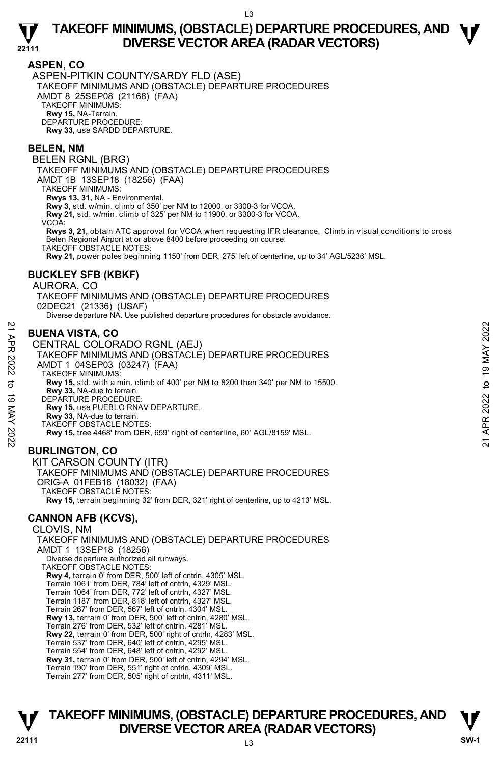## ASPEN, CO

ASPEN-PITKIN COUNTY/SARDY FLD (ASE)
TAKEOFF MINIMUMS AND (OBSTACLE) DEPARTURE PROCEDURES
AMDT 8 25SEP08 (21168) (FAA)
TAKEOFF MINIMUMS:
**Rwy 15,** NA-Terrain.
DEPARTURE PROCEDURE:
**Rwy 33,** use SARDD DEPARTURE.

## BELEN, NM

BELEN RGNL (BRG)
TAKEOFF MINIMUMS AND (OBSTACLE) DEPARTURE PROCEDURES
AMDT 1B 13SEP18 (18256) (FAA)
TAKEOFF MINIMUMS:
**Rwys 13, 31,** NA - Environmental.
**Rwy 3**, std. w/min. climb of 350' per NM to 12000, or 3300-3 for VCOA.
**Rwy 21,** std. w/min. climb of 325' per NM to 11900, or 3300-3 for VCOA.
VCOA:
**Rwys 3, 21,** obtain ATC approval for VCOA when requesting IFR clearance. Climb in visual conditions to cross Belen Regional Airport at or above 8400 before proceeding on course.
TAKEOFF OBSTACLE NOTES:
**Rwy 21,** power poles beginning 1150' from DER, 275' left of centerline, up to 34' AGL/5236' MSL.

## BUCKLEY SFB (KBKF)

AURORA, CO
TAKEOFF MINIMUMS AND (OBSTACLE) DEPARTURE PROCEDURES
02DEC21 (21336) (USAF)
Diverse departure NA. Use published departure procedures for obstacle avoidance.

## BUENA VISTA, CO

CENTRAL COLORADO RGNL (AEJ)
TAKEOFF MINIMUMS AND (OBSTACLE) DEPARTURE PROCEDURES
AMDT 1 04SEP03 (03247) (FAA)
TAKEOFF MINIMUMS:
**Rwy 15,** std. with a min. climb of 400' per NM to 8200 then 340' per NM to 15500.
**Rwy 33,** NA-due to terrain.
DEPARTURE PROCEDURE:
**Rwy 15,** use PUEBLO RNAV DEPARTURE.
**Rwy 33,** NA-due to terrain.
TAKEOFF OBSTACLE NOTES:
**Rwy 15,** tree 4468' from DER, 659' right of centerline, 60' AGL/8159' MSL.

## BURLINGTON, CO

KIT CARSON COUNTY (ITR)
TAKEOFF MINIMUMS AND (OBSTACLE) DEPARTURE PROCEDURES
ORIG-A 01FEB18 (18032) (FAA)
TAKEOFF OBSTACLE NOTES:
**Rwy 15,** terrain beginning 32' from DER, 321' right of centerline, up to 4213' MSL.

## CANNON AFB (KCVS),

CLOVIS, NM
TAKEOFF MINIMUMS AND (OBSTACLE) DEPARTURE PROCEDURES
AMDT 1 13SEP18 (18256)
Diverse departure authorized all runways.
TAKEOFF OBSTACLE NOTES:
**Rwy 4,** terrain 0' from DER, 500' left of cntrln, 4305' MSL.
Terrain 1061' from DER, 784' left of cntrln, 4329' MSL.
Terrain 1064' from DER, 772' left of cntrln, 4327' MSL.
Terrain 1187' from DER, 818' left of cntrln, 4327' MSL.
Terrain 267' from DER, 567' left of cntrln, 4304' MSL.
**Rwy 13,** terrain 0' from DER, 500' left of cntrln, 4280' MSL.
Terrain 276' from DER, 532' left of cntrln, 4281' MSL.
**Rwy 22,** terrain 0' from DER, 500' right of cntrln, 4283' MSL.
Terrain 537' from DER, 640' left of cntrln, 4295' MSL.
Terrain 554' from DER, 648' left of cntrln, 4292' MSL.
**Rwy 31,** terrain 0' from DER, 500' left of cntrln, 4294' MSL.
Terrain 190' from DER, 551' right of cntrln, 4309' MSL.
Terrain 277' from DER, 505' right of cntrln, 4311' MSL.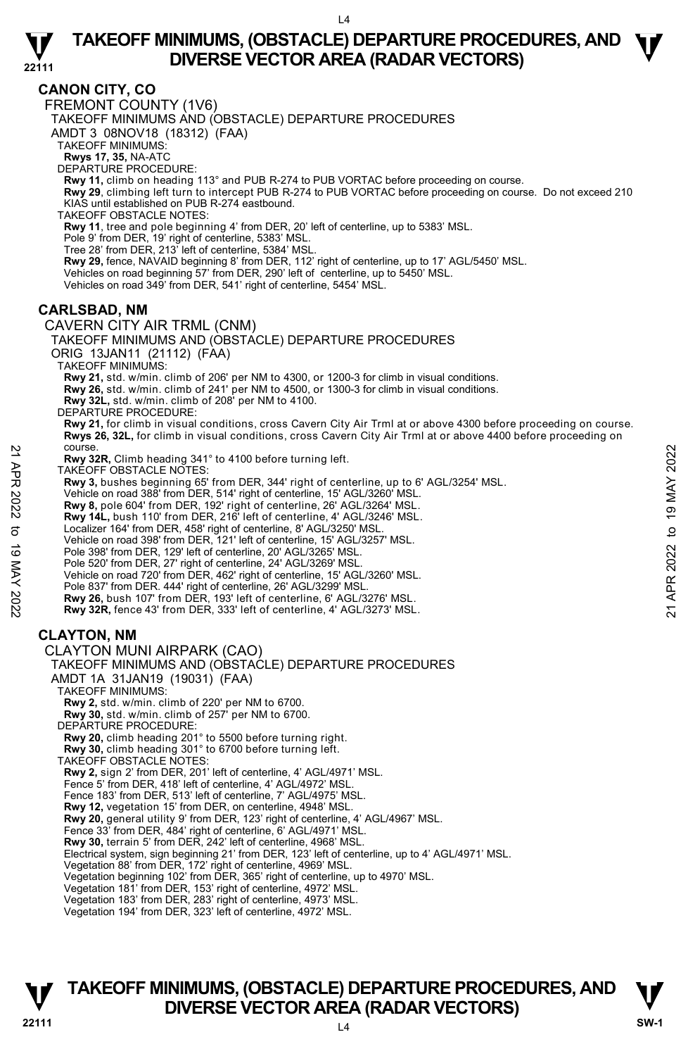## CANON CITY, CO

### FREMONT COUNTY (1V6)

TAKEOFF MINIMUMS AND (OBSTACLE) DEPARTURE PROCEDURES
AMDT 3 08NOV18 (18312) (FAA)

TAKEOFF MINIMUMS:
**Rwys 17, 35,** NA-ATC

DEPARTURE PROCEDURE:
**Rwy 11,** climb on heading 113° and PUB R-274 to PUB VORTAC before proceeding on course.
**Rwy 29**, climbing left turn to intercept PUB R-274 to PUB VORTAC before proceeding on course. Do not exceed 210 KIAS until established on PUB R-274 eastbound.

TAKEOFF OBSTACLE NOTES:
**Rwy 11**, tree and pole beginning 4' from DER, 20' left of centerline, up to 5383' MSL.
Pole 9' from DER, 19' right of centerline, 5383' MSL.
Tree 28' from DER, 213' left of centerline, 5384' MSL.
**Rwy 29,** fence, NAVAID beginning 8' from DER, 112' right of centerline, up to 17' AGL/5450' MSL.
Vehicles on road beginning 57' from DER, 290' left of centerline, up to 5450' MSL.
Vehicles on road 349' from DER, 541' right of centerline, 5454' MSL.

## CARLSBAD, NM

### CAVERN CITY AIR TRML (CNM)

TAKEOFF MINIMUMS AND (OBSTACLE) DEPARTURE PROCEDURES
ORIG 13JAN11 (21112) (FAA)

TAKEOFF MINIMUMS:
**Rwy 21,** std. w/min. climb of 206' per NM to 4300, or 1200-3 for climb in visual conditions.
**Rwy 26,** std. w/min. climb of 241' per NM to 4500, or 1300-3 for climb in visual conditions.
**Rwy 32L,** std. w/min. climb of 208' per NM to 4100.

DEPARTURE PROCEDURE:
**Rwy 21,** for climb in visual conditions, cross Cavern City Air Trml at or above 4300 before proceeding on course.
**Rwys 26, 32L,** for climb in visual conditions, cross Cavern City Air Trml at or above 4400 before proceeding on course.
**Rwy 32R,** Climb heading 341° to 4100 before turning left.

TAKEOFF OBSTACLE NOTES:
**Rwy 3,** bushes beginning 65' from DER, 344' right of centerline, up to 6' AGL/3254' MSL.
Vehicle on road 388' from DER, 514' right of centerline, 15' AGL/3260' MSL.
**Rwy 8,** pole 604' from DER, 192' right of centerline, 26' AGL/3264' MSL.
**Rwy 14L,** bush 110' from DER, 216' left of centerline, 4' AGL/3246' MSL.
Localizer 164' from DER, 458' right of centerline, 8' AGL/3250' MSL.
Vehicle on road 398' from DER, 121' left of centerline, 15' AGL/3257' MSL.
Pole 398' from DER, 129' left of centerline, 20' AGL/3265' MSL.
Pole 520' from DER, 27' right of centerline, 24' AGL/3269' MSL.
Vehicle on road 720' from DER, 462' right of centerline, 15' AGL/3260' MSL.
Pole 837' from DER. 444' right of centerline, 26' AGL/3299' MSL.
**Rwy 26,** bush 107' from DER, 193' left of centerline, 6' AGL/3276' MSL.
**Rwy 32R,** fence 43' from DER, 333' left of centerline, 4' AGL/3273' MSL.

## CLAYTON, NM

### CLAYTON MUNI AIRPARK (CAO)

TAKEOFF MINIMUMS AND (OBSTACLE) DEPARTURE PROCEDURES
AMDT 1A 31JAN19 (19031) (FAA)

TAKEOFF MINIMUMS:
**Rwy 2,** std. w/min. climb of 220' per NM to 6700.
**Rwy 30,** std. w/min. climb of 257' per NM to 6700.

DEPARTURE PROCEDURE:
**Rwy 20,** climb heading 201° to 5500 before turning right.
**Rwy 30,** climb heading 301° to 6700 before turning left.

TAKEOFF OBSTACLE NOTES:
**Rwy 2,** sign 2' from DER, 201' left of centerline, 4' AGL/4971' MSL.
Fence 5' from DER, 418' left of centerline, 4' AGL/4972' MSL.
Fence 183' from DER, 513' left of centerline, 7' AGL/4975' MSL.
**Rwy 12,** vegetation 15' from DER, on centerline, 4948' MSL.
**Rwy 20,** general utility 9' from DER, 123' right of centerline, 4' AGL/4967' MSL.
Fence 33' from DER, 484' right of centerline, 6' AGL/4971' MSL.
**Rwy 30,** terrain 5' from DER, 242' left of centerline, 4968' MSL.
Electrical system, sign beginning 21' from DER, 123' left of centerline, up to 4' AGL/4971' MSL.
Vegetation 88' from DER, 172' right of centerline, 4969' MSL.
Vegetation beginning 102' from DER, 365' right of centerline, up to 4970' MSL.
Vegetation 181' from DER, 153' right of centerline, 4972' MSL.
Vegetation 183' from DER, 283' right of centerline, 4973' MSL.
Vegetation 194' from DER, 323' left of centerline, 4972' MSL.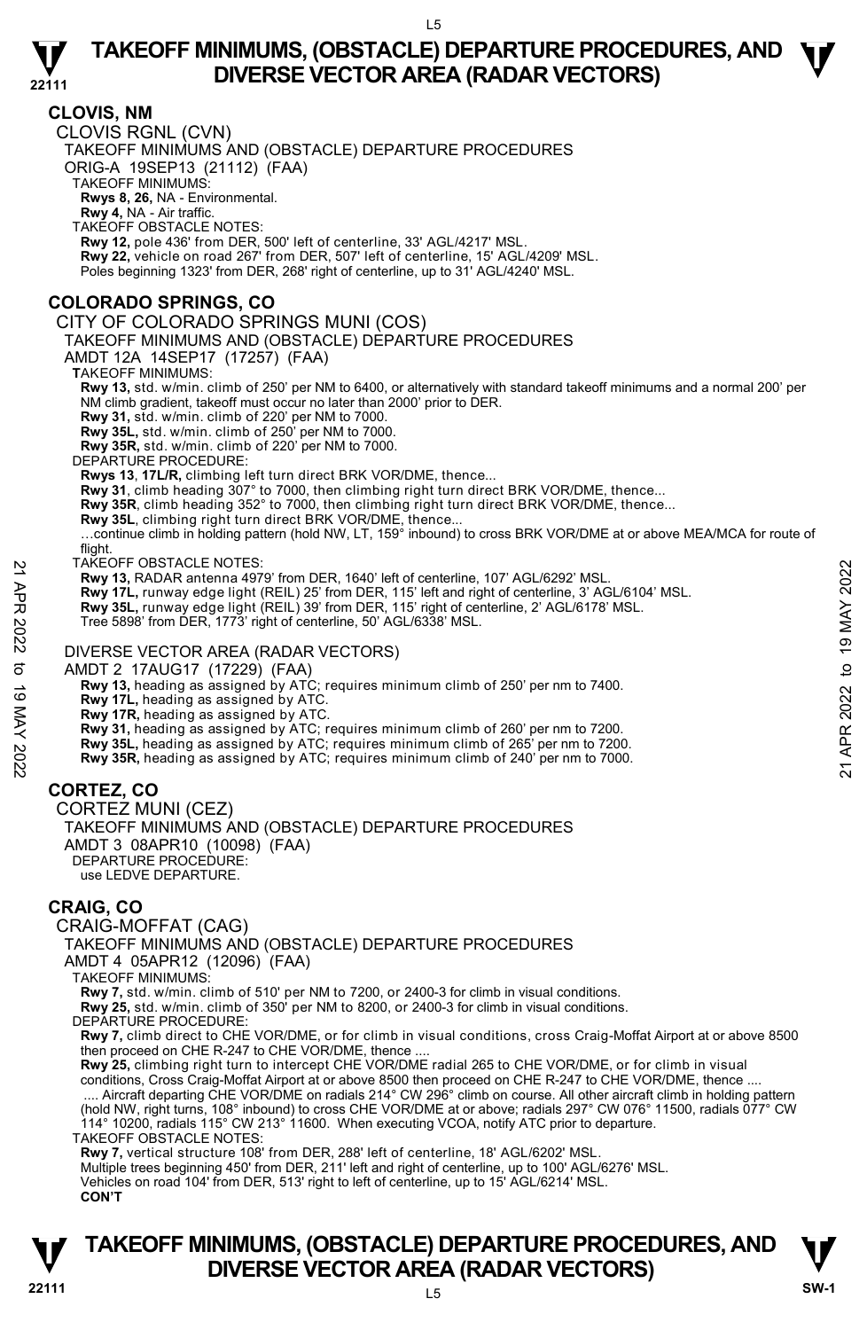## CLOVIS, NM

CLOVIS RGNL (CVN)

TAKEOFF MINIMUMS AND (OBSTACLE) DEPARTURE PROCEDURES

ORIG-A 19SEP13 (21112) (FAA)

TAKEOFF MINIMUMS:

**Rwys 8, 26,** NA - Environmental.

**Rwy 4,** NA - Air traffic.

TAKEOFF OBSTACLE NOTES:

**Rwy 12,** pole 436' from DER, 500' left of centerline, 33' AGL/4217' MSL.

**Rwy 22,** vehicle on road 267' from DER, 507' left of centerline, 15' AGL/4209' MSL.

Poles beginning 1323' from DER, 268' right of centerline, up to 31' AGL/4240' MSL.

## COLORADO SPRINGS, CO

CITY OF COLORADO SPRINGS MUNI (COS)

TAKEOFF MINIMUMS AND (OBSTACLE) DEPARTURE PROCEDURES

AMDT 12A 14SEP17 (17257) (FAA)

TAKEOFF MINIMUMS:

**Rwy 13,** std. w/min. climb of 250' per NM to 6400, or alternatively with standard takeoff minimums and a normal 200' per NM climb gradient, takeoff must occur no later than 2000' prior to DER.

**Rwy 31,** std. w/min. climb of 220' per NM to 7000.

**Rwy 35L,** std. w/min. climb of 250' per NM to 7000.

**Rwy 35R,** std. w/min. climb of 220' per NM to 7000.

DEPARTURE PROCEDURE:

**Rwys 13**, **17L/R,** climbing left turn direct BRK VOR/DME, thence...

**Rwy 31**, climb heading 307° to 7000, then climbing right turn direct BRK VOR/DME, thence...

**Rwy 35R**, climb heading 352° to 7000, then climbing right turn direct BRK VOR/DME, thence...

**Rwy 35L**, climbing right turn direct BRK VOR/DME, thence...

…continue climb in holding pattern (hold NW, LT, 159° inbound) to cross BRK VOR/DME at or above MEA/MCA for route of flight.

TAKEOFF OBSTACLE NOTES:

**Rwy 13,** RADAR antenna 4979' from DER, 1640' left of centerline, 107' AGL/6292' MSL.

**Rwy 17L,** runway edge light (REIL) 25' from DER, 115' left and right of centerline, 3' AGL/6104' MSL.

**Rwy 35L,** runway edge light (REIL) 39' from DER, 115' right of centerline, 2' AGL/6178' MSL.

Tree 5898' from DER, 1773' right of centerline, 50' AGL/6338' MSL.

DIVERSE VECTOR AREA (RADAR VECTORS)

AMDT 2 17AUG17 (17229) (FAA)

**Rwy 13,** heading as assigned by ATC; requires minimum climb of 250' per nm to 7400.

**Rwy 17L,** heading as assigned by ATC.

**Rwy 17R,** heading as assigned by ATC.

**Rwy 31,** heading as assigned by ATC; requires minimum climb of 260' per nm to 7200.

**Rwy 35L,** heading as assigned by ATC; requires minimum climb of 265' per nm to 7200.

**Rwy 35R,** heading as assigned by ATC; requires minimum climb of 240' per nm to 7000.

## CORTEZ, CO

CORTEZ MUNI (CEZ)

TAKEOFF MINIMUMS AND (OBSTACLE) DEPARTURE PROCEDURES

AMDT 3 08APR10 (10098) (FAA)

DEPARTURE PROCEDURE:

use LEDVE DEPARTURE.

## CRAIG, CO

CRAIG-MOFFAT (CAG)

TAKEOFF MINIMUMS AND (OBSTACLE) DEPARTURE PROCEDURES

AMDT 4 05APR12 (12096) (FAA)

TAKEOFF MINIMUMS:

**Rwy 7,** std. w/min. climb of 510' per NM to 7200, or 2400-3 for climb in visual conditions.

**Rwy 25,** std. w/min. climb of 350' per NM to 8200, or 2400-3 for climb in visual conditions.

DEPARTURE PROCEDURE:

**Rwy 7,** climb direct to CHE VOR/DME, or for climb in visual conditions, cross Craig-Moffat Airport at or above 8500 then proceed on CHE R-247 to CHE VOR/DME, thence ....

**Rwy 25,** climbing right turn to intercept CHE VOR/DME radial 265 to CHE VOR/DME, or for climb in visual conditions, Cross Craig-Moffat Airport at or above 8500 then proceed on CHE R-247 to CHE VOR/DME, thence ....

.... Aircraft departing CHE VOR/DME on radials 214° CW 296° climb on course. All other aircraft climb in holding pattern (hold NW, right turns, 108° inbound) to cross CHE VOR/DME at or above; radials 297° CW 076° 11500, radials 077° CW 114° 10200, radials 115° CW 213° 11600. When executing VCOA, notify ATC prior to departure.

TAKEOFF OBSTACLE NOTES:

**Rwy 7,** vertical structure 108' from DER, 288' left of centerline, 18' AGL/6202' MSL.

Multiple trees beginning 450' from DER, 211' left and right of centerline, up to 100' AGL/6276' MSL.

Vehicles on road 104' from DER, 513' right to left of centerline, up to 15' AGL/6214' MSL.

**CON'T**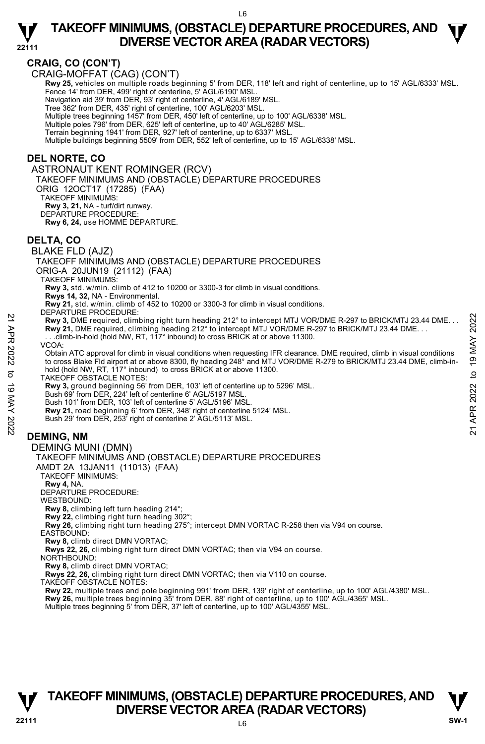## CRAIG, CO (CON'T)

CRAIG-MOFFAT (CAG) (CON'T)

**Rwy 25,** vehicles on multiple roads beginning 5' from DER, 118' left and right of centerline, up to 15' AGL/6333' MSL.
Fence 14' from DER, 499' right of centerline, 5' AGL/6190' MSL.
Navigation aid 39' from DER, 93' right of centerline, 4' AGL/6189' MSL.
Tree 362' from DER, 435' right of centerline, 100' AGL/6203' MSL.
Multiple trees beginning 1457' from DER, 450' left of centerline, up to 100' AGL/6338' MSL.
Multiple poles 796' from DER, 625' left of centerline, up to 40' AGL/6285' MSL.
Terrain beginning 1941' from DER, 927' left of centerline, up to 6337' MSL.
Multiple buildings beginning 5509' from DER, 552' left of centerline, up to 15' AGL/6338' MSL.

## DEL NORTE, CO

ASTRONAUT KENT ROMINGER (RCV)
TAKEOFF MINIMUMS AND (OBSTACLE) DEPARTURE PROCEDURES
ORIG 12OCT17 (17285) (FAA)
TAKEOFF MINIMUMS:
**Rwy 3, 21,** NA - turf/dirt runway.
DEPARTURE PROCEDURE:
**Rwy 6, 24,** use HOMME DEPARTURE.

## DELTA, CO

BLAKE FLD (AJZ)
TAKEOFF MINIMUMS AND (OBSTACLE) DEPARTURE PROCEDURES
ORIG-A 20JUN19 (21112) (FAA)
TAKEOFF MINIMUMS:
**Rwy 3,** std. w/min. climb of 412 to 10200 or 3300-3 for climb in visual conditions.
**Rwys 14, 32,** NA - Environmental.
**Rwy 21,** std. w/min. climb of 452 to 10200 or 3300-3 for climb in visual conditions.
DEPARTURE PROCEDURE:
**Rwy 3,** DME required, climbing right turn heading 212° to intercept MTJ VOR/DME R-297 to BRICK/MTJ 23.44 DME. . .
**Rwy 21,** DME required, climbing heading 212° to intercept MTJ VOR/DME R-297 to BRICK/MTJ 23.44 DME. . .
. . .climb-in-hold (hold NW, RT, 117° inbound) to cross BRICK at or above 11300.
VCOA:
Obtain ATC approval for climb in visual conditions when requesting IFR clearance. DME required, climb in visual conditions to cross Blake Fld airport at or above 8300, fly heading 248° and MTJ VOR/DME R-279 to BRICK/MTJ 23.44 DME, climb-in-hold (hold NW, RT, 117° inbound) to cross BRICK at or above 11300.
TAKEOFF OBSTACLE NOTES:
**Rwy 3,** ground beginning 56' from DER, 103' left of centerline up to 5296' MSL.
Bush 69' from DER, 224' left of centerline 6' AGL/5197 MSL.
Bush 101' from DER, 103' left of centerline 5' AGL/5196' MSL.
**Rwy 21,** road beginning 6' from DER, 348' right of centerline 5124' MSL.
Bush 29' from DER, 253' right of centerline 2' AGL/5113' MSL.

## DEMING, NM

DEMING MUNI (DMN)
TAKEOFF MINIMUMS AND (OBSTACLE) DEPARTURE PROCEDURES
AMDT 2A 13JAN11 (11013) (FAA)
TAKEOFF MINIMUMS:
**Rwy 4,** NA.
DEPARTURE PROCEDURE:
WESTBOUND:
**Rwy 8,** climbing left turn heading 214°;
**Rwy 22,** climbing right turn heading 302°;
**Rwy 26,** climbing right turn heading 275°; intercept DMN VORTAC R-258 then via V94 on course.
EASTBOUND:
**Rwy 8,** climb direct DMN VORTAC;
**Rwys 22, 26,** climbing right turn direct DMN VORTAC; then via V94 on course.
NORTHBOUND:
**Rwy 8,** climb direct DMN VORTAC;
**Rwys 22, 26,** climbing right turn direct DMN VORTAC; then via V110 on course.
TAKEOFF OBSTACLE NOTES:
**Rwy 22,** multiple trees and pole beginning 991' from DER, 139' right of centerline, up to 100' AGL/4380' MSL.
**Rwy 26,** multiple trees beginning 35' from DER, 88' right of centerline, up to 100' AGL/4365' MSL.
Multiple trees beginning 5' from DER, 37' left of centerline, up to 100' AGL/4355' MSL.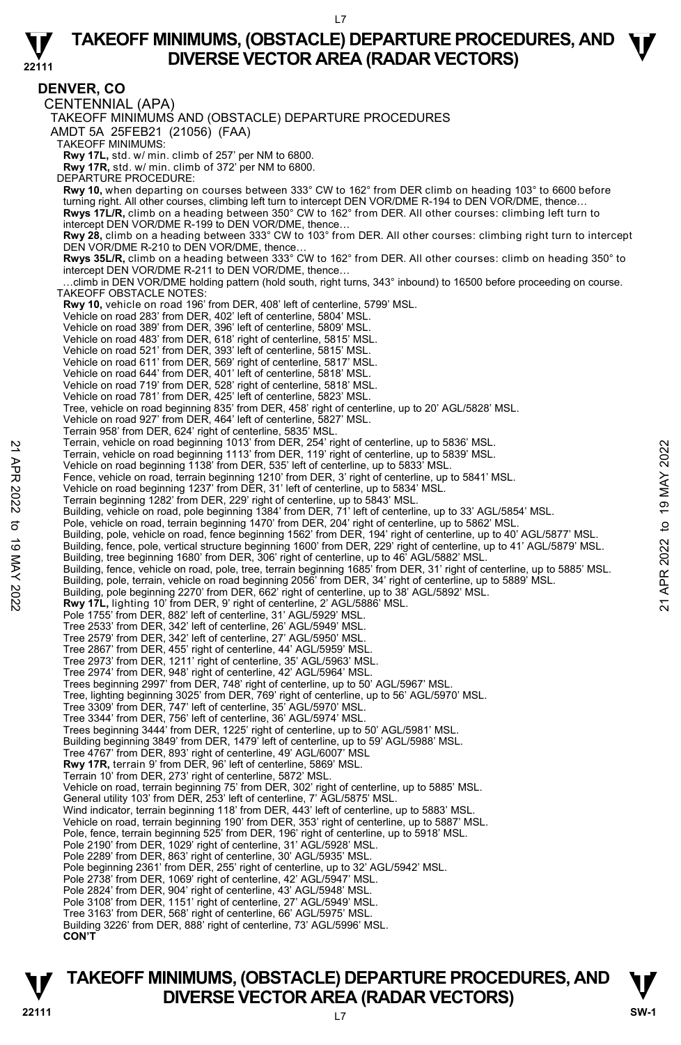## DENVER, CO

CENTENNIAL (APA)

TAKEOFF MINIMUMS AND (OBSTACLE) DEPARTURE PROCEDURES

AMDT 5A 25FEB21 (21056) (FAA)

TAKEOFF MINIMUMS:

**Rwy 17L,** std. w/ min. climb of 257' per NM to 6800.

**Rwy 17R,** std. w/ min. climb of 372' per NM to 6800.

DEPARTURE PROCEDURE:

**Rwy 10,** when departing on courses between 333° CW to 162° from DER climb on heading 103° to 6600 before turning right. All other courses, climbing left turn to intercept DEN VOR/DME R-194 to DEN VOR/DME, thence…

**Rwys 17L/R,** climb on a heading between 350° CW to 162° from DER. All other courses: climbing left turn to intercept DEN VOR/DME R-199 to DEN VOR/DME, thence…

**Rwy 28,** climb on a heading between 333° CW to 103° from DER. All other courses: climbing right turn to intercept DEN VOR/DME R-210 to DEN VOR/DME, thence…

**Rwys 35L/R,** climb on a heading between 333° CW to 162° from DER. All other courses: climb on heading 350° to intercept DEN VOR/DME R-211 to DEN VOR/DME, thence…

…climb in DEN VOR/DME holding pattern (hold south, right turns, 343° inbound) to 16500 before proceeding on course.

TAKEOFF OBSTACLE NOTES:

**Rwy 10,** vehicle on road 196' from DER, 408' left of centerline, 5799' MSL.
Vehicle on road 283' from DER, 402' left of centerline, 5804' MSL.
Vehicle on road 389' from DER, 396' left of centerline, 5809' MSL.
Vehicle on road 483' from DER, 618' right of centerline, 5815' MSL.
Vehicle on road 521' from DER, 393' left of centerline, 5815' MSL.
Vehicle on road 611' from DER, 569' right of centerline, 5817' MSL.
Vehicle on road 644' from DER, 401' left of centerline, 5818' MSL.
Vehicle on road 719' from DER, 528' right of centerline, 5818' MSL.
Vehicle on road 781' from DER, 425' left of centerline, 5823' MSL.
Tree, vehicle on road beginning 835' from DER, 458' right of centerline, up to 20' AGL/5828' MSL.
Vehicle on road 927' from DER, 464' left of centerline, 5827' MSL.
Terrain 958' from DER, 624' right of centerline, 5835' MSL.
Terrain, vehicle on road beginning 1013' from DER, 254' right of centerline, up to 5836' MSL.
Terrain, vehicle on road beginning 1113' from DER, 119' right of centerline, up to 5839' MSL.
Vehicle on road beginning 1138' from DER, 535' left of centerline, up to 5833' MSL.
Fence, vehicle on road, terrain beginning 1210' from DER, 3' right of centerline, up to 5841' MSL.
Vehicle on road beginning 1237' from DER, 31' left of centerline, up to 5834' MSL.
Terrain beginning 1282' from DER, 229' right of centerline, up to 5843' MSL.
Building, vehicle on road, pole beginning 1384' from DER, 71' left of centerline, up to 33' AGL/5854' MSL.
Pole, vehicle on road, terrain beginning 1470' from DER, 204' right of centerline, up to 5862' MSL.
Building, pole, vehicle on road, fence beginning 1562' from DER, 194' right of centerline, up to 40' AGL/5877' MSL.
Building, fence, pole, vertical structure beginning 1600' from DER, 229' right of centerline, up to 41' AGL/5879' MSL.
Building, tree beginning 1680' from DER, 306' right of centerline, up to 46' AGL/5882' MSL.
Building, fence, vehicle on road, pole, tree, terrain beginning 1685' from DER, 31' right of centerline, up to 5885' MSL.
Building, pole, terrain, vehicle on road beginning 2056' from DER, 34' right of centerline, up to 5889' MSL.
Building, pole beginning 2270' from DER, 662' right of centerline, up to 38' AGL/5892' MSL.

**Rwy 17L,** lighting 10' from DER, 9' right of centerline, 2' AGL/5886' MSL.
Pole 1755' from DER, 882' left of centerline, 31' AGL/5929' MSL.
Tree 2533' from DER, 342' left of centerline, 26' AGL/5949' MSL.
Tree 2579' from DER, 342' left of centerline, 27' AGL/5950' MSL.
Tree 2867' from DER, 455' right of centerline, 44' AGL/5959' MSL.
Tree 2973' from DER, 1211' right of centerline, 35' AGL/5963' MSL.
Tree 2974' from DER, 948' right of centerline, 42' AGL/5964' MSL.
Trees beginning 2997' from DER, 748' right of centerline, up to 50' AGL/5967' MSL.
Tree, lighting beginning 3025' from DER, 769' right of centerline, up to 56' AGL/5970' MSL.
Tree 3309' from DER, 747' left of centerline, 35' AGL/5970' MSL.
Tree 3344' from DER, 756' left of centerline, 36' AGL/5974' MSL.
Trees beginning 3444' from DER, 1225' right of centerline, up to 50' AGL/5981' MSL.
Building beginning 3849' from DER, 1479' left of centerline, up to 59' AGL/5988' MSL.
Tree 4767' from DER, 893' right of centerline, 49' AGL/6007' MSL

**Rwy 17R,** terrain 9' from DER, 96' left of centerline, 5869' MSL.
Terrain 10' from DER, 273' right of centerline, 5872' MSL.
Vehicle on road, terrain beginning 75' from DER, 302' right of centerline, up to 5885' MSL.
General utility 103' from DER, 253' left of centerline, 7' AGL/5875' MSL.
Wind indicator, terrain beginning 118' from DER, 443' left of centerline, up to 5883' MSL.
Vehicle on road, terrain beginning 190' from DER, 353' right of centerline, up to 5887' MSL.
Pole, fence, terrain beginning 525' from DER, 196' right of centerline, up to 5918' MSL.
Pole 2190' from DER, 1029' right of centerline, 31' AGL/5928' MSL.
Pole 2289' from DER, 863' right of centerline, 30' AGL/5935' MSL.
Pole beginning 2361' from DER, 255' right of centerline, up to 32' AGL/5942' MSL.
Pole 2738' from DER, 1069' right of centerline, 42' AGL/5947' MSL.
Pole 2824' from DER, 904' right of centerline, 43' AGL/5948' MSL.
Pole 3108' from DER, 1151' right of centerline, 27' AGL/5949' MSL.
Tree 3163' from DER, 568' right of centerline, 66' AGL/5975' MSL.
Building 3226' from DER, 888' right of centerline, 73' AGL/5996' MSL.

**CON'T**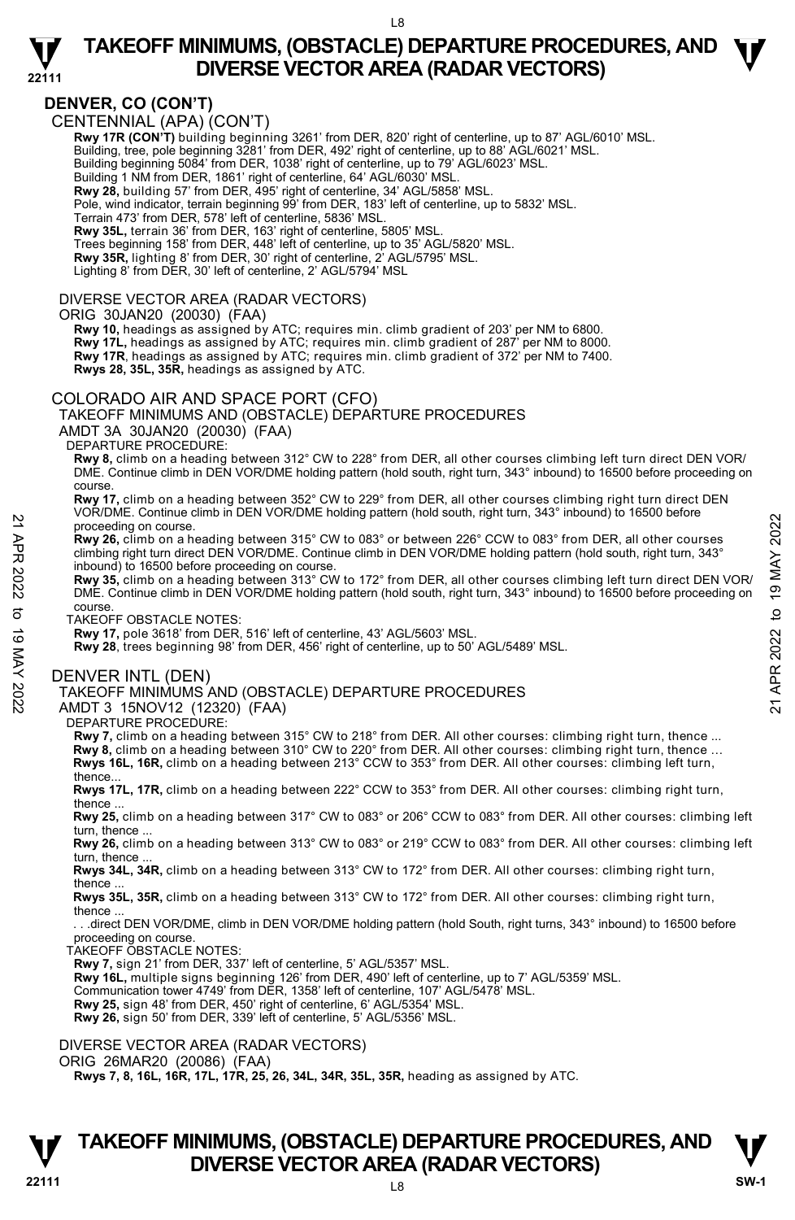## DENVER, CO (CON'T)

CENTENNIAL (APA) (CON'T)

**Rwy 17R (CON'T)** building beginning 3261' from DER, 820' right of centerline, up to 87' AGL/6010' MSL.
Building, tree, pole beginning 3281' from DER, 492' right of centerline, up to 88' AGL/6021' MSL.
Building beginning 5084' from DER, 1038' right of centerline, up to 79' AGL/6023' MSL.
Building 1 NM from DER, 1861' right of centerline, 64' AGL/6030' MSL.
**Rwy 28,** building 57' from DER, 495' right of centerline, 34' AGL/5858' MSL.
Pole, wind indicator, terrain beginning 99' from DER, 183' left of centerline, up to 5832' MSL.
Terrain 473' from DER, 578' left of centerline, 5836' MSL.
**Rwy 35L,** terrain 36' from DER, 163' right of centerline, 5805' MSL.
Trees beginning 158' from DER, 448' left of centerline, up to 35' AGL/5820' MSL.
**Rwy 35R,** lighting 8' from DER, 30' right of centerline, 2' AGL/5795' MSL.
Lighting 8' from DER, 30' left of centerline, 2' AGL/5794' MSL

DIVERSE VECTOR AREA (RADAR VECTORS)

ORIG 30JAN20 (20030) (FAA)

**Rwy 10,** headings as assigned by ATC; requires min. climb gradient of 203' per NM to 6800.
**Rwy 17L,** headings as assigned by ATC; requires min. climb gradient of 287' per NM to 8000.
**Rwy 17R**, headings as assigned by ATC; requires min. climb gradient of 372' per NM to 7400.
**Rwys 28, 35L, 35R,** headings as assigned by ATC.

COLORADO AIR AND SPACE PORT (CFO)

TAKEOFF MINIMUMS AND (OBSTACLE) DEPARTURE PROCEDURES

AMDT 3A 30JAN20 (20030) (FAA)

DEPARTURE PROCEDURE:

**Rwy 8,** climb on a heading between 312° CW to 228° from DER, all other courses climbing left turn direct DEN VOR/DME. Continue climb in DEN VOR/DME holding pattern (hold south, right turn, 343° inbound) to 16500 before proceeding on course.

**Rwy 17,** climb on a heading between 352° CW to 229° from DER, all other courses climbing right turn direct DEN VOR/DME. Continue climb in DEN VOR/DME holding pattern (hold south, right turn, 343° inbound) to 16500 before proceeding on course.

**Rwy 26,** climb on a heading between 315° CW to 083° or between 226° CCW to 083° from DER, all other courses climbing right turn direct DEN VOR/DME. Continue climb in DEN VOR/DME holding pattern (hold south, right turn, 343° inbound) to 16500 before proceeding on course.

**Rwy 35,** climb on a heading between 313° CW to 172° from DER, all other courses climbing left turn direct DEN VOR/DME. Continue climb in DEN VOR/DME holding pattern (hold south, right turn, 343° inbound) to 16500 before proceeding on course.

TAKEOFF OBSTACLE NOTES:

**Rwy 17,** pole 3618' from DER, 516' left of centerline, 43' AGL/5603' MSL.
**Rwy 28**, trees beginning 98' from DER, 456' right of centerline, up to 50' AGL/5489' MSL.

DENVER INTL (DEN)

TAKEOFF MINIMUMS AND (OBSTACLE) DEPARTURE PROCEDURES

AMDT 3 15NOV12 (12320) (FAA)

DEPARTURE PROCEDURE:

**Rwy 7,** climb on a heading between 315° CW to 218° from DER. All other courses: climbing right turn, thence ...
**Rwy 8,** climb on a heading between 310° CW to 220° from DER. All other courses: climbing right turn, thence ...
**Rwys 16L, 16R,** climb on a heading between 213° CCW to 353° from DER. All other courses: climbing left turn, thence...
**Rwys 17L, 17R,** climb on a heading between 222° CCW to 353° from DER. All other courses: climbing right turn, thence ...
**Rwy 25,** climb on a heading between 317° CW to 083° or 206° CCW to 083° from DER. All other courses: climbing left turn, thence ...
**Rwy 26,** climb on a heading between 313° CW to 083° or 219° CCW to 083° from DER. All other courses: climbing left turn, thence ...
**Rwys 34L, 34R,** climb on a heading between 313° CW to 172° from DER. All other courses: climbing right turn, thence ...
**Rwys 35L, 35R,** climb on a heading between 313° CW to 172° from DER. All other courses: climbing right turn, thence ...
. . .direct DEN VOR/DME, climb in DEN VOR/DME holding pattern (hold South, right turns, 343° inbound) to 16500 before proceeding on course.

TAKEOFF OBSTACLE NOTES:

**Rwy 7,** sign 21' from DER, 337' left of centerline, 5' AGL/5357' MSL.
**Rwy 16L,** multiple signs beginning 126' from DER, 490' left of centerline, up to 7' AGL/5359' MSL.
Communication tower 4749' from DER, 1358' left of centerline, 107' AGL/5478' MSL.
**Rwy 25,** sign 48' from DER, 450' right of centerline, 6' AGL/5354' MSL.
**Rwy 26,** sign 50' from DER, 339' left of centerline, 5' AGL/5356' MSL.

DIVERSE VECTOR AREA (RADAR VECTORS)

ORIG 26MAR20 (20086) (FAA)

**Rwys 7, 8, 16L, 16R, 17L, 17R, 25, 26, 34L, 34R, 35L, 35R,** heading as assigned by ATC.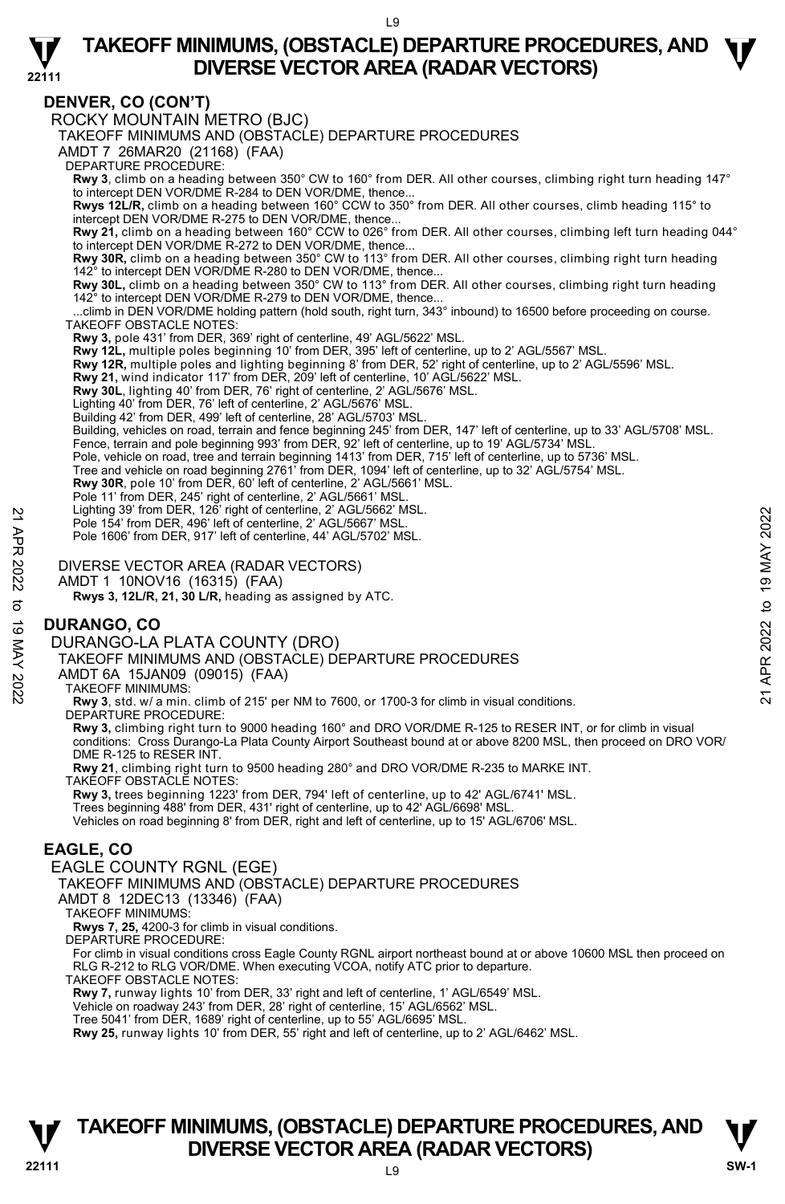## DENVER, CO (CON'T)

ROCKY MOUNTAIN METRO (BJC)

TAKEOFF MINIMUMS AND (OBSTACLE) DEPARTURE PROCEDURES

AMDT 7 26MAR20 (21168) (FAA)

DEPARTURE PROCEDURE:

**Rwy 3**, climb on a heading between 350° CW to 160° from DER. All other courses, climbing right turn heading 147° to intercept DEN VOR/DME R-284 to DEN VOR/DME, thence...

**Rwys 12L/R,** climb on a heading between 160° CCW to 350° from DER. All other courses, climb heading 115° to intercept DEN VOR/DME R-275 to DEN VOR/DME, thence...

**Rwy 21,** climb on a heading between 160° CCW to 026° from DER. All other courses, climbing left turn heading 044° to intercept DEN VOR/DME R-272 to DEN VOR/DME, thence...

**Rwy 30R,** climb on a heading between 350° CW to 113° from DER. All other courses, climbing right turn heading 142° to intercept DEN VOR/DME R-280 to DEN VOR/DME, thence...

**Rwy 30L,** climb on a heading between 350° CW to 113° from DER. All other courses, climbing right turn heading 142° to intercept DEN VOR/DME R-279 to DEN VOR/DME, thence...

...climb in DEN VOR/DME holding pattern (hold south, right turn, 343° inbound) to 16500 before proceeding on course.

TAKEOFF OBSTACLE NOTES:

**Rwy 3,** pole 431' from DER, 369' right of centerline, 49' AGL/5622' MSL.

**Rwy 12L,** multiple poles beginning 10' from DER, 395' left of centerline, up to 2' AGL/5567' MSL.

**Rwy 12R,** multiple poles and lighting beginning 8' from DER, 52' right of centerline, up to 2' AGL/5596' MSL.

**Rwy 21,** wind indicator 117' from DER, 209' left of centerline, 10' AGL/5622' MSL.

**Rwy 30L**, lighting 40' from DER, 76' right of centerline, 2' AGL/5676' MSL.

Lighting 40' from DER, 76' left of centerline, 2' AGL/5676' MSL.

Building 42' from DER, 499' left of centerline, 28' AGL/5703' MSL.

Building, vehicles on road, terrain and fence beginning 245' from DER, 147' left of centerline, up to 33' AGL/5708' MSL.

Fence, terrain and pole beginning 993' from DER, 92' left of centerline, up to 19' AGL/5734' MSL.

Pole, vehicle on road, tree and terrain beginning 1413' from DER, 715' left of centerline, up to 5736' MSL.

Tree and vehicle on road beginning 2761' from DER, 1094' left of centerline, up to 32' AGL/5754' MSL.

**Rwy 30R**, pole 10' from DER, 60' left of centerline, 2' AGL/5661' MSL.

Pole 11' from DER, 245' right of centerline, 2' AGL/5661' MSL.

Lighting 39' from DER, 126' right of centerline, 2' AGL/5662' MSL.

Pole 154' from DER, 496' left of centerline, 2' AGL/5667' MSL.

Pole 1606' from DER, 917' left of centerline, 44' AGL/5702' MSL.

DIVERSE VECTOR AREA (RADAR VECTORS)

AMDT 1 10NOV16 (16315) (FAA)

**Rwys 3, 12L/R, 21, 30 L/R,** heading as assigned by ATC.

## DURANGO, CO

DURANGO-LA PLATA COUNTY (DRO)

TAKEOFF MINIMUMS AND (OBSTACLE) DEPARTURE PROCEDURES

AMDT 6A 15JAN09 (09015) (FAA)

TAKEOFF MINIMUMS:

**Rwy 3**, std. w/ a min. climb of 215' per NM to 7600, or 1700-3 for climb in visual conditions.

DEPARTURE PROCEDURE:

**Rwy 3,** climbing right turn to 9000 heading 160° and DRO VOR/DME R-125 to RESER INT, or for climb in visual conditions: Cross Durango-La Plata County Airport Southeast bound at or above 8200 MSL, then proceed on DRO VOR/DME R-125 to RESER INT.

**Rwy 21**, climbing right turn to 9500 heading 280° and DRO VOR/DME R-235 to MARKE INT.

TAKEOFF OBSTACLE NOTES:

**Rwy 3,** trees beginning 1223' from DER, 794' left of centerline, up to 42' AGL/6741' MSL.

Trees beginning 488' from DER, 431' right of centerline, up to 42' AGL/6698' MSL.

Vehicles on road beginning 8' from DER, right and left of centerline, up to 15' AGL/6706' MSL.

## EAGLE, CO

EAGLE COUNTY RGNL (EGE)

TAKEOFF MINIMUMS AND (OBSTACLE) DEPARTURE PROCEDURES

AMDT 8 12DEC13 (13346) (FAA)

TAKEOFF MINIMUMS:

**Rwys 7, 25,** 4200-3 for climb in visual conditions.

DEPARTURE PROCEDURE:

For climb in visual conditions cross Eagle County RGNL airport northeast bound at or above 10600 MSL then proceed on RLG R-212 to RLG VOR/DME. When executing VCOA, notify ATC prior to departure.

TAKEOFF OBSTACLE NOTES:

**Rwy 7,** runway lights 10' from DER, 33' right and left of centerline, 1' AGL/6549' MSL.

Vehicle on roadway 243' from DER, 28' right of centerline, 15' AGL/6562' MSL.

Tree 5041' from DER, 1689' right of centerline, up to 55' AGL/6695' MSL.

**Rwy 25,** runway lights 10' from DER, 55' right and left of centerline, up to 2' AGL/6462' MSL.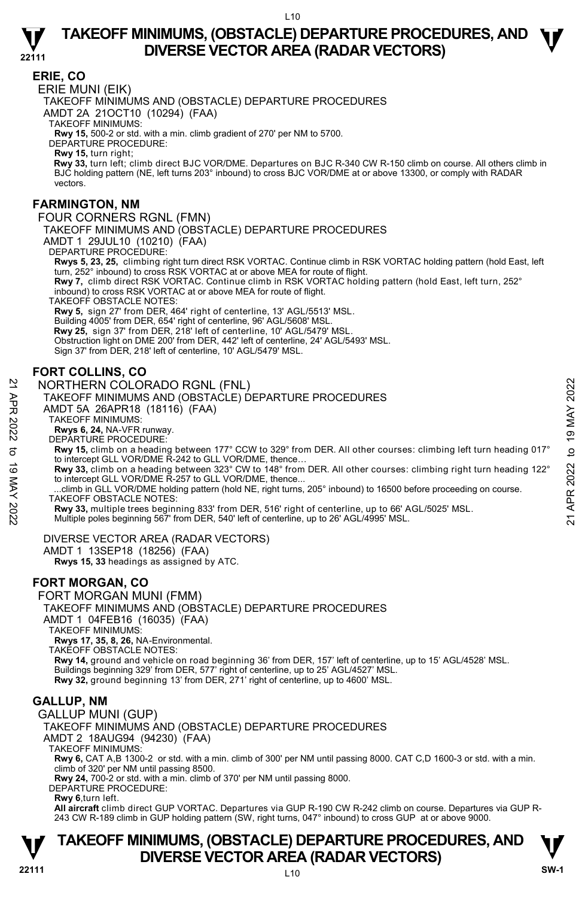## ERIE, CO

ERIE MUNI (EIK)

TAKEOFF MINIMUMS AND (OBSTACLE) DEPARTURE PROCEDURES

AMDT 2A 21OCT10 (10294) (FAA)

TAKEOFF MINIMUMS:

**Rwy 15,** 500-2 or std. with a min. climb gradient of 270' per NM to 5700.

DEPARTURE PROCEDURE:

**Rwy 15,** turn right;

**Rwy 33,** turn left; climb direct BJC VOR/DME. Departures on BJC R-340 CW R-150 climb on course. All others climb in BJC holding pattern (NE, left turns 203° inbound) to cross BJC VOR/DME at or above 13300, or comply with RADAR vectors.

## FARMINGTON, NM

FOUR CORNERS RGNL (FMN)

TAKEOFF MINIMUMS AND (OBSTACLE) DEPARTURE PROCEDURES

AMDT 1 29JUL10 (10210) (FAA)

DEPARTURE PROCEDURE:

**Rwys 5, 23, 25,** climbing right turn direct RSK VORTAC. Continue climb in RSK VORTAC holding pattern (hold East, left turn, 252° inbound) to cross RSK VORTAC at or above MEA for route of flight.

**Rwy 7,** climb direct RSK VORTAC. Continue climb in RSK VORTAC holding pattern (hold East, left turn, 252° inbound) to cross RSK VORTAC at or above MEA for route of flight.

TAKEOFF OBSTACLE NOTES:

**Rwy 5,** sign 27' from DER, 464' right of centerline, 13' AGL/5513' MSL.
Building 4005' from DER, 654' right of centerline, 96' AGL/5608' MSL.

**Rwy 25,** sign 37' from DER, 218' left of centerline, 10' AGL/5479' MSL.
Obstruction light on DME 200' from DER, 442' left of centerline, 24' AGL/5493' MSL.
Sign 37' from DER, 218' left of centerline, 10' AGL/5479' MSL.

## FORT COLLINS, CO

NORTHERN COLORADO RGNL (FNL)

TAKEOFF MINIMUMS AND (OBSTACLE) DEPARTURE PROCEDURES

AMDT 5A 26APR18 (18116) (FAA)

TAKEOFF MINIMUMS:

**Rwys 6, 24,** NA-VFR runway.

DEPARTURE PROCEDURE:

**Rwy 15,** climb on a heading between 177° CCW to 329° from DER. All other courses: climbing left turn heading 017° to intercept GLL VOR/DME R-242 to GLL VOR/DME, thence…

**Rwy 33,** climb on a heading between 323° CW to 148° from DER. All other courses: climbing right turn heading 122° to intercept GLL VOR/DME R-257 to GLL VOR/DME, thence...

...climb in GLL VOR/DME holding pattern (hold NE, right turns, 205° inbound) to 16500 before proceeding on course.

TAKEOFF OBSTACLE NOTES:

**Rwy 33,** multiple trees beginning 833' from DER, 516' right of centerline, up to 66' AGL/5025' MSL.
Multiple poles beginning 567' from DER, 540' left of centerline, up to 26' AGL/4995' MSL.

DIVERSE VECTOR AREA (RADAR VECTORS)

AMDT 1 13SEP18 (18256) (FAA)

**Rwys 15, 33** headings as assigned by ATC.

## FORT MORGAN, CO

FORT MORGAN MUNI (FMM)

TAKEOFF MINIMUMS AND (OBSTACLE) DEPARTURE PROCEDURES

AMDT 1 04FEB16 (16035) (FAA)

TAKEOFF MINIMUMS:

**Rwys 17, 35, 8, 26,** NA-Environmental.

TAKEOFF OBSTACLE NOTES:

**Rwy 14,** ground and vehicle on road beginning 36' from DER, 157' left of centerline, up to 15' AGL/4528' MSL.
Buildings beginning 329' from DER, 577' right of centerline, up to 25' AGL/4527' MSL.

**Rwy 32,** ground beginning 13' from DER, 271' right of centerline, up to 4600' MSL.

## GALLUP, NM

GALLUP MUNI (GUP)

TAKEOFF MINIMUMS AND (OBSTACLE) DEPARTURE PROCEDURES

AMDT 2 18AUG94 (94230) (FAA)

TAKEOFF MINIMUMS:

**Rwy 6,** CAT A,B 1300-2 or std. with a min. climb of 300' per NM until passing 8000. CAT C,D 1600-3 or std. with a min. climb of 320' per NM until passing 8500.

**Rwy 24,** 700-2 or std. with a min. climb of 370' per NM until passing 8000.

DEPARTURE PROCEDURE:

**Rwy 6**,turn left.

**All aircraft** climb direct GUP VORTAC. Departures via GUP R-190 CW R-242 climb on course. Departures via GUP R-243 CW R-189 climb in GUP holding pattern (SW, right turns, 047° inbound) to cross GUP at or above 9000.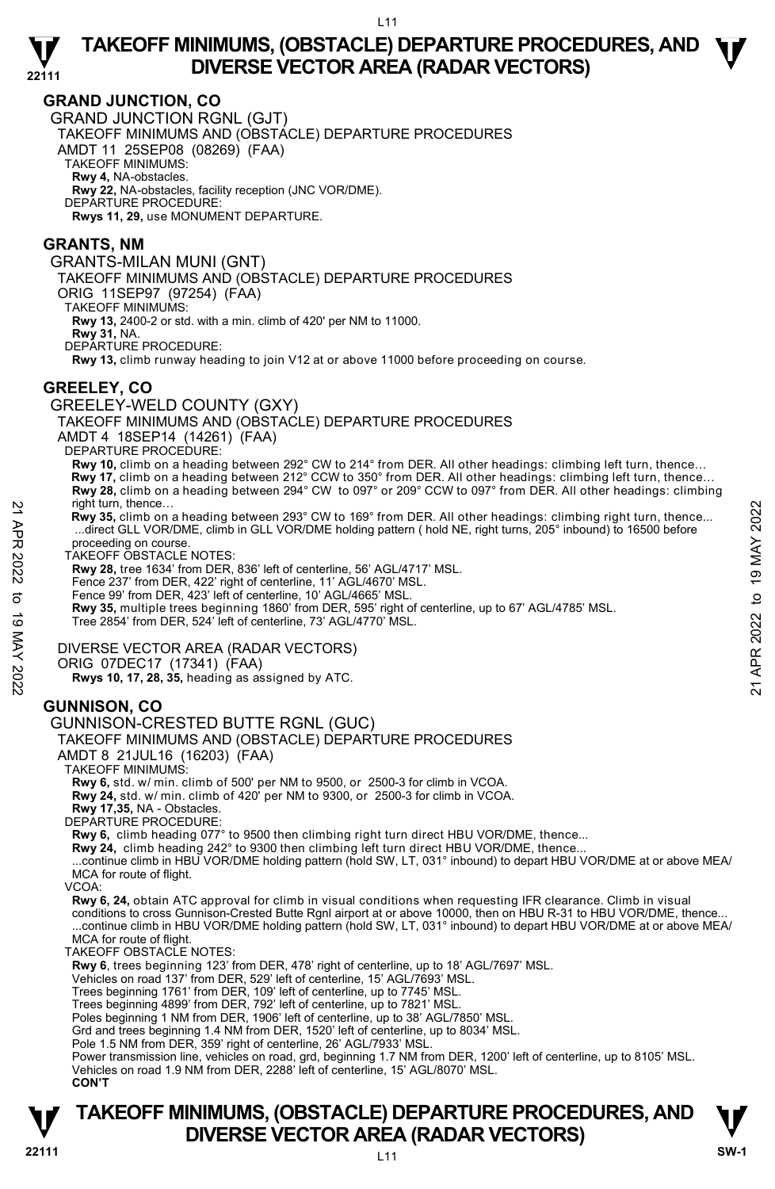## GRAND JUNCTION, CO

GRAND JUNCTION RGNL (GJT)
TAKEOFF MINIMUMS AND (OBSTACLE) DEPARTURE PROCEDURES
AMDT 11 25SEP08 (08269) (FAA)
TAKEOFF MINIMUMS:
**Rwy 4,** NA-obstacles.
**Rwy 22,** NA-obstacles, facility reception (JNC VOR/DME).
DEPARTURE PROCEDURE:
**Rwys 11, 29,** use MONUMENT DEPARTURE.

## GRANTS, NM

GRANTS-MILAN MUNI (GNT)
TAKEOFF MINIMUMS AND (OBSTACLE) DEPARTURE PROCEDURES
ORIG 11SEP97 (97254) (FAA)
TAKEOFF MINIMUMS:
**Rwy 13,** 2400-2 or std. with a min. climb of 420' per NM to 11000.
**Rwy 31,** NA.
DEPARTURE PROCEDURE:
**Rwy 13,** climb runway heading to join V12 at or above 11000 before proceeding on course.

## GREELEY, CO

GREELEY-WELD COUNTY (GXY)
TAKEOFF MINIMUMS AND (OBSTACLE) DEPARTURE PROCEDURES
AMDT 4 18SEP14 (14261) (FAA)
DEPARTURE PROCEDURE:
**Rwy 10,** climb on a heading between 292° CW to 214° from DER. All other headings: climbing left turn, thence…
**Rwy 17,** climb on a heading between 212° CCW to 350° from DER. All other headings: climbing left turn, thence…
**Rwy 28,** climb on a heading between 294° CW to 097° or 209° CCW to 097° from DER. All other headings: climbing right turn, thence…
**Rwy 35,** climb on a heading between 293° CW to 169° from DER. All other headings: climbing right turn, thence...
...direct GLL VOR/DME, climb in GLL VOR/DME holding pattern ( hold NE, right turns, 205° inbound) to 16500 before proceeding on course.
TAKEOFF OBSTACLE NOTES:
**Rwy 28,** tree 1634' from DER, 836' left of centerline, 56' AGL/4717' MSL.
Fence 237' from DER, 422' right of centerline, 11' AGL/4670' MSL.
Fence 99' from DER, 423' left of centerline, 10' AGL/4665' MSL.
**Rwy 35,** multiple trees beginning 1860' from DER, 595' right of centerline, up to 67' AGL/4785' MSL.
Tree 2854' from DER, 524' left of centerline, 73' AGL/4770' MSL.

DIVERSE VECTOR AREA (RADAR VECTORS)
ORIG 07DEC17 (17341) (FAA)
**Rwys 10, 17, 28, 35,** heading as assigned by ATC.

## GUNNISON, CO

GUNNISON-CRESTED BUTTE RGNL (GUC)
TAKEOFF MINIMUMS AND (OBSTACLE) DEPARTURE PROCEDURES
AMDT 8 21JUL16 (16203) (FAA)
TAKEOFF MINIMUMS:
**Rwy 6,** std. w/ min. climb of 500' per NM to 9500, or 2500-3 for climb in VCOA.
**Rwy 24,** std. w/ min. climb of 420' per NM to 9300, or 2500-3 for climb in VCOA.
**Rwy 17,35,** NA - Obstacles.
DEPARTURE PROCEDURE:
**Rwy 6,** climb heading 077° to 9500 then climbing right turn direct HBU VOR/DME, thence...
**Rwy 24,** climb heading 242° to 9300 then climbing left turn direct HBU VOR/DME, thence...
...continue climb in HBU VOR/DME holding pattern (hold SW, LT, 031° inbound) to depart HBU VOR/DME at or above MEA/MCA for route of flight.
VCOA:
**Rwy 6, 24,** obtain ATC approval for climb in visual conditions when requesting IFR clearance. Climb in visual conditions to cross Gunnison-Crested Butte Rgnl airport at or above 10000, then on HBU R-31 to HBU VOR/DME, thence...
...continue climb in HBU VOR/DME holding pattern (hold SW, LT, 031° inbound) to depart HBU VOR/DME at or above MEA/MCA for route of flight.
TAKEOFF OBSTACLE NOTES:
**Rwy 6**, trees beginning 123' from DER, 478' right of centerline, up to 18' AGL/7697' MSL.
Vehicles on road 137' from DER, 529' left of centerline, 15' AGL/7693' MSL.
Trees beginning 1761' from DER, 109' left of centerline, up to 7745' MSL.
Trees beginning 4899' from DER, 792' left of centerline, up to 7821' MSL.
Poles beginning 1 NM from DER, 1906' left of centerline, up to 38' AGL/7850' MSL.
Grd and trees beginning 1.4 NM from DER, 1520' left of centerline, up to 8034' MSL.
Pole 1.5 NM from DER, 359' right of centerline, 26' AGL/7933' MSL.
Power transmission line, vehicles on road, grd, beginning 1.7 NM from DER, 1200' left of centerline, up to 8105' MSL.
Vehicles on road 1.9 NM from DER, 2288' left of centerline, 15' AGL/8070' MSL.
**CON'T**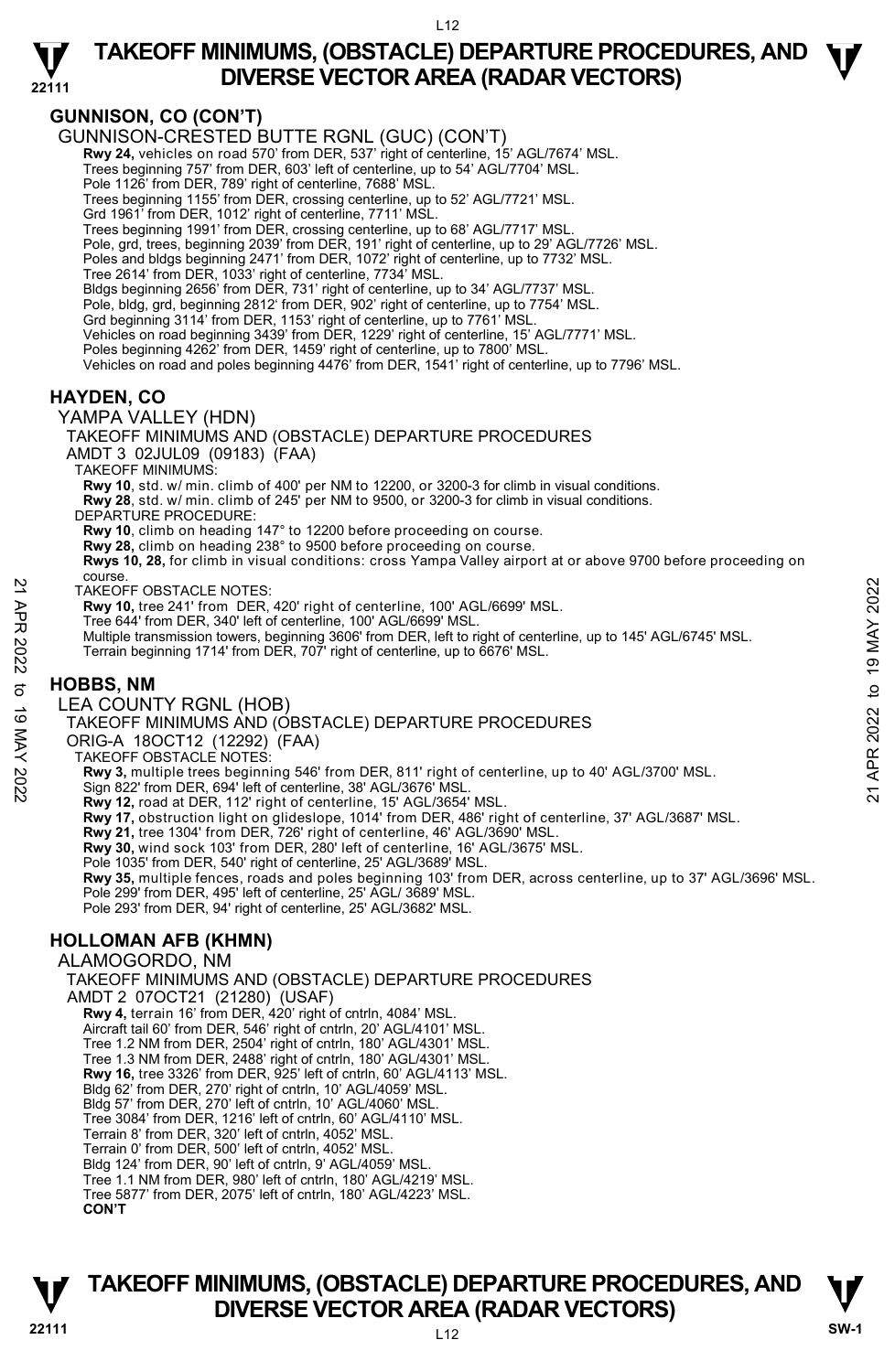## GUNNISON, CO (CON'T)

GUNNISON-CRESTED BUTTE RGNL (GUC) (CON'T)

**Rwy 24,** vehicles on road 570' from DER, 537' right of centerline, 15' AGL/7674' MSL.
Trees beginning 757' from DER, 603' left of centerline, up to 54' AGL/7704' MSL.
Pole 1126' from DER, 789' right of centerline, 7688' MSL.
Trees beginning 1155' from DER, crossing centerline, up to 52' AGL/7721' MSL.
Grd 1961' from DER, 1012' right of centerline, 7711' MSL.
Trees beginning 1991' from DER, crossing centerline, up to 68' AGL/7717' MSL.
Pole, grd, trees, beginning 2039' from DER, 191' right of centerline, up to 29' AGL/7726' MSL.
Poles and bldgs beginning 2471' from DER, 1072' right of centerline, up to 7732' MSL.
Tree 2614' from DER, 1033' right of centerline, 7734' MSL.
Bldgs beginning 2656' from DER, 731' right of centerline, up to 34' AGL/7737' MSL.
Pole, bldg, grd, beginning 2812' from DER, 902' right of centerline, up to 7754' MSL.
Grd beginning 3114' from DER, 1153' right of centerline, up to 7761' MSL.
Vehicles on road beginning 3439' from DER, 1229' right of centerline, 15' AGL/7771' MSL.
Poles beginning 4262' from DER, 1459' right of centerline, up to 7800' MSL.
Vehicles on road and poles beginning 4476' from DER, 1541' right of centerline, up to 7796' MSL.

## HAYDEN, CO

YAMPA VALLEY (HDN)

TAKEOFF MINIMUMS AND (OBSTACLE) DEPARTURE PROCEDURES

AMDT 3 02JUL09 (09183) (FAA)

TAKEOFF MINIMUMS:

**Rwy 10**, std. w/ min. climb of 400' per NM to 12200, or 3200-3 for climb in visual conditions.
**Rwy 28**, std. w/ min. climb of 245' per NM to 9500, or 3200-3 for climb in visual conditions.

DEPARTURE PROCEDURE:

**Rwy 10**, climb on heading 147° to 12200 before proceeding on course.
**Rwy 28,** climb on heading 238° to 9500 before proceeding on course.
**Rwys 10, 28,** for climb in visual conditions: cross Yampa Valley airport at or above 9700 before proceeding on course.

TAKEOFF OBSTACLE NOTES:

**Rwy 10,** tree 241' from DER, 420' right of centerline, 100' AGL/6699' MSL.
Tree 644' from DER, 340' left of centerline, 100' AGL/6699' MSL.
Multiple transmission towers, beginning 3606' from DER, left to right of centerline, up to 145' AGL/6745' MSL.
Terrain beginning 1714' from DER, 707' right of centerline, up to 6676' MSL.

## HOBBS, NM

LEA COUNTY RGNL (HOB)

TAKEOFF MINIMUMS AND (OBSTACLE) DEPARTURE PROCEDURES

ORIG-A 18OCT12 (12292) (FAA)

TAKEOFF OBSTACLE NOTES:

**Rwy 3,** multiple trees beginning 546' from DER, 811' right of centerline, up to 40' AGL/3700' MSL.
Sign 822' from DER, 694' left of centerline, 38' AGL/3676' MSL.
**Rwy 12,** road at DER, 112' right of centerline, 15' AGL/3654' MSL.
**Rwy 17,** obstruction light on glideslope, 1014' from DER, 486' right of centerline, 37' AGL/3687' MSL.
**Rwy 21,** tree 1304' from DER, 726' right of centerline, 46' AGL/3690' MSL.
**Rwy 30,** wind sock 103' from DER, 280' left of centerline, 16' AGL/3675' MSL.
Pole 1035' from DER, 540' right of centerline, 25' AGL/3689' MSL.
**Rwy 35,** multiple fences, roads and poles beginning 103' from DER, across centerline, up to 37' AGL/3696' MSL.
Pole 299' from DER, 495' left of centerline, 25' AGL/ 3689' MSL.
Pole 293' from DER, 94' right of centerline, 25' AGL/3682' MSL.

## HOLLOMAN AFB (KHMN)

ALAMOGORDO, NM

TAKEOFF MINIMUMS AND (OBSTACLE) DEPARTURE PROCEDURES

AMDT 2 07OCT21 (21280) (USAF)

**Rwy 4,** terrain 16' from DER, 420' right of cntrln, 4084' MSL.
Aircraft tail 60' from DER, 546' right of cntrln, 20' AGL/4101' MSL.
Tree 1.2 NM from DER, 2504' right of cntrln, 180' AGL/4301' MSL.
Tree 1.3 NM from DER, 2488' right of cntrln, 180' AGL/4301' MSL.
**Rwy 16,** tree 3326' from DER, 925' left of cntrln, 60' AGL/4113' MSL.
Bldg 62' from DER, 270' right of cntrln, 10' AGL/4059' MSL.
Bldg 57' from DER, 270' left of cntrln, 10' AGL/4060' MSL.
Tree 3084' from DER, 1216' left of cntrln, 60' AGL/4110' MSL.
Terrain 8' from DER, 320' left of cntrln, 4052' MSL.
Terrain 0' from DER, 500' left of cntrln, 4052' MSL.
Bldg 124' from DER, 90' left of cntrln, 9' AGL/4059' MSL.
Tree 1.1 NM from DER, 980' left of cntrln, 180' AGL/4219' MSL.
Tree 5877' from DER, 2075' left of cntrln, 180' AGL/4223' MSL.

**CON'T**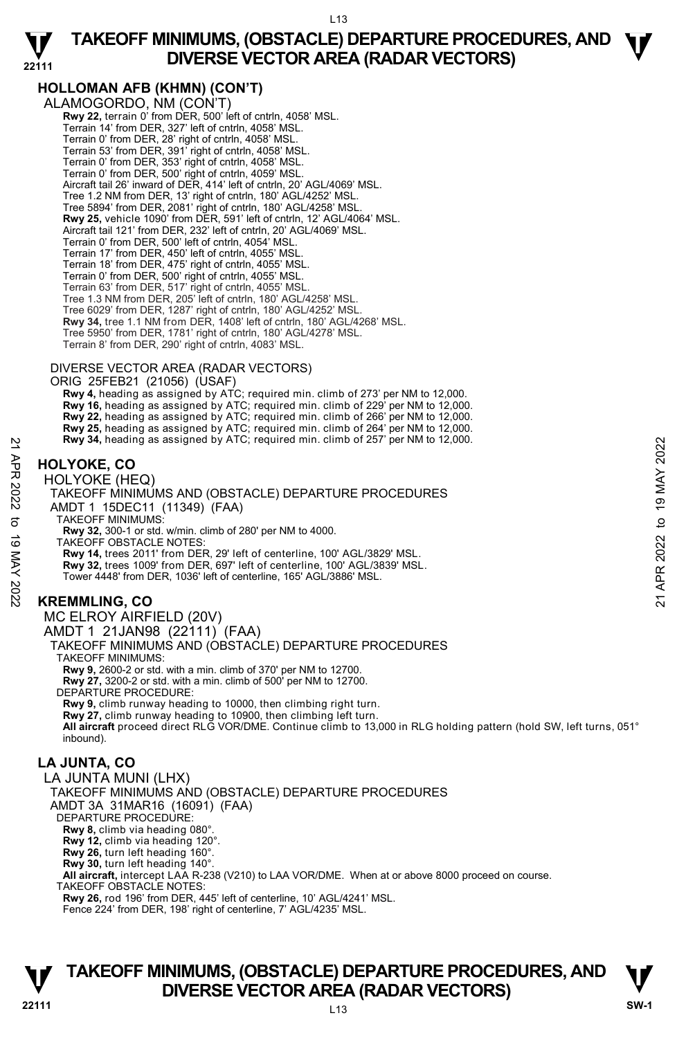## HOLLOMAN AFB (KHMN) (CON'T)

ALAMOGORDO, NM (CON'T)

**Rwy 22,** terrain 0' from DER, 500' left of cntrln, 4058' MSL.
Terrain 14' from DER, 327' left of cntrln, 4058' MSL.
Terrain 0' from DER, 28' right of cntrln, 4058' MSL.
Terrain 53' from DER, 391' right of cntrln, 4058' MSL.
Terrain 0' from DER, 353' right of cntrln, 4058' MSL.
Terrain 0' from DER, 500' right of cntrln, 4059' MSL.
Aircraft tail 26' inward of DER, 414' left of cntrln, 20' AGL/4069' MSL.
Tree 1.2 NM from DER, 13' right of cntrln, 180' AGL/4252' MSL.
Tree 5894' from DER, 2081' right of cntrln, 180' AGL/4258' MSL.
**Rwy 25,** vehicle 1090' from DER, 591' left of cntrln, 12' AGL/4064' MSL.
Aircraft tail 121' from DER, 232' left of cntrln, 20' AGL/4069' MSL.
Terrain 0' from DER, 500' left of cntrln, 4054' MSL.
Terrain 17' from DER, 450' left of cntrln, 4055' MSL.
Terrain 18' from DER, 475' right of cntrln, 4055' MSL.
Terrain 0' from DER, 500' right of cntrln, 4055' MSL.
Terrain 63' from DER, 517' right of cntrln, 4055' MSL.
Tree 1.3 NM from DER, 205' left of cntrln, 180' AGL/4258' MSL.
Tree 6029' from DER, 1287' right of cntrln, 180' AGL/4252' MSL.
**Rwy 34,** tree 1.1 NM from DER, 1408' left of cntrln, 180' AGL/4268' MSL.
Tree 5950' from DER, 1781' right of cntrln, 180' AGL/4278' MSL.
Terrain 8' from DER, 290' right of cntrln, 4083' MSL.

DIVERSE VECTOR AREA (RADAR VECTORS)
ORIG 25FEB21 (21056) (USAF)
**Rwy 4,** heading as assigned by ATC; required min. climb of 273' per NM to 12,000.
**Rwy 16,** heading as assigned by ATC; required min. climb of 229' per NM to 12,000.
**Rwy 22,** heading as assigned by ATC; required min. climb of 266' per NM to 12,000.
**Rwy 25,** heading as assigned by ATC; required min. climb of 264' per NM to 12,000.
**Rwy 34,** heading as assigned by ATC; required min. climb of 257' per NM to 12,000.

## HOLYOKE, CO

HOLYOKE (HEQ)
TAKEOFF MINIMUMS AND (OBSTACLE) DEPARTURE PROCEDURES
AMDT 1 15DEC11 (11349) (FAA)
TAKEOFF MINIMUMS:
**Rwy 32,** 300-1 or std. w/min. climb of 280' per NM to 4000.
TAKEOFF OBSTACLE NOTES:
**Rwy 14,** trees 2011' from DER, 29' left of centerline, 100' AGL/3829' MSL.
**Rwy 32,** trees 1009' from DER, 697' left of centerline, 100' AGL/3839' MSL.
Tower 4448' from DER, 1036' left of centerline, 165' AGL/3886' MSL.

## KREMMLING, CO

MC ELROY AIRFIELD (20V)
AMDT 1 21JAN98 (22111) (FAA)
TAKEOFF MINIMUMS AND (OBSTACLE) DEPARTURE PROCEDURES
TAKEOFF MINIMUMS:
**Rwy 9,** 2600-2 or std. with a min. climb of 370' per NM to 12700.
**Rwy 27,** 3200-2 or std. with a min. climb of 500' per NM to 12700.
DEPARTURE PROCEDURE:
**Rwy 9,** climb runway heading to 10000, then climbing right turn.
**Rwy 27,** climb runway heading to 10900, then climbing left turn.
**All aircraft** proceed direct RLG VOR/DME. Continue climb to 13,000 in RLG holding pattern (hold SW, left turns, 051° inbound).

## LA JUNTA, CO

LA JUNTA MUNI (LHX)
TAKEOFF MINIMUMS AND (OBSTACLE) DEPARTURE PROCEDURES
AMDT 3A 31MAR16 (16091) (FAA)
DEPARTURE PROCEDURE:
**Rwy 8,** climb via heading 080°.
**Rwy 12,** climb via heading 120°.
**Rwy 26,** turn left heading 160°.
**Rwy 30,** turn left heading 140°.
**All aircraft,** intercept LAA R-238 (V210) to LAA VOR/DME. When at or above 8000 proceed on course.
TAKEOFF OBSTACLE NOTES:
**Rwy 26,** rod 196' from DER, 445' left of centerline, 10' AGL/4241' MSL.
Fence 224' from DER, 198' right of centerline, 7' AGL/4235' MSL.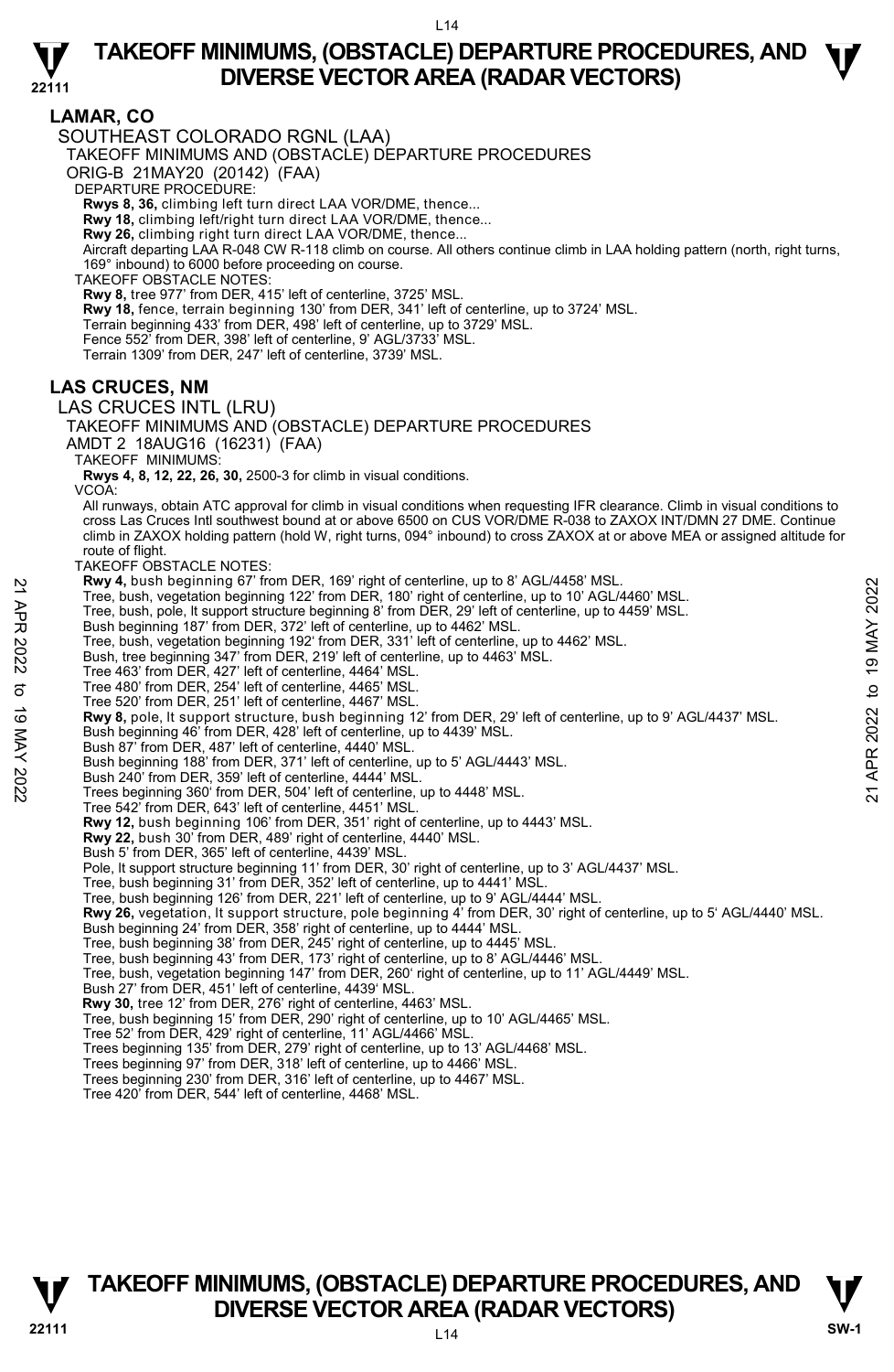## LAMAR, CO

### SOUTHEAST COLORADO RGNL (LAA)

TAKEOFF MINIMUMS AND (OBSTACLE) DEPARTURE PROCEDURES

ORIG-B 21MAY20 (20142) (FAA)

DEPARTURE PROCEDURE:

**Rwys 8, 36,** climbing left turn direct LAA VOR/DME, thence...
**Rwy 18,** climbing left/right turn direct LAA VOR/DME, thence...
**Rwy 26,** climbing right turn direct LAA VOR/DME, thence...
Aircraft departing LAA R-048 CW R-118 climb on course. All others continue climb in LAA holding pattern (north, right turns, 169° inbound) to 6000 before proceeding on course.

TAKEOFF OBSTACLE NOTES:

**Rwy 8,** tree 977' from DER, 415' left of centerline, 3725' MSL.
**Rwy 18,** fence, terrain beginning 130' from DER, 341' left of centerline, up to 3724' MSL.
Terrain beginning 433' from DER, 498' left of centerline, up to 3729' MSL.
Fence 552' from DER, 398' left of centerline, 9' AGL/3733' MSL.
Terrain 1309' from DER, 247' left of centerline, 3739' MSL.

## LAS CRUCES, NM

### LAS CRUCES INTL (LRU)

TAKEOFF MINIMUMS AND (OBSTACLE) DEPARTURE PROCEDURES

AMDT 2 18AUG16 (16231) (FAA)

TAKEOFF MINIMUMS:

**Rwys 4, 8, 12, 22, 26, 30,** 2500-3 for climb in visual conditions.

VCOA:

All runways, obtain ATC approval for climb in visual conditions when requesting IFR clearance. Climb in visual conditions to cross Las Cruces Intl southwest bound at or above 6500 on CUS VOR/DME R-038 to ZAXOX INT/DMN 27 DME. Continue climb in ZAXOX holding pattern (hold W, right turns, 094° inbound) to cross ZAXOX at or above MEA or assigned altitude for route of flight.

TAKEOFF OBSTACLE NOTES:

**Rwy 4,** bush beginning 67' from DER, 169' right of centerline, up to 8' AGL/4458' MSL.
Tree, bush, vegetation beginning 122' from DER, 180' right of centerline, up to 10' AGL/4460' MSL.
Tree, bush, pole, lt support structure beginning 8' from DER, 29' left of centerline, up to 4459' MSL.
Bush beginning 187' from DER, 372' left of centerline, up to 4462' MSL.
Tree, bush, vegetation beginning 192' from DER, 331' left of centerline, up to 4462' MSL.
Bush, tree beginning 347' from DER, 219' left of centerline, up to 4463' MSL.
Tree 463' from DER, 427' left of centerline, 4464' MSL.
Tree 480' from DER, 254' left of centerline, 4465' MSL.
Tree 520' from DER, 251' left of centerline, 4467' MSL.
**Rwy 8,** pole, lt support structure, bush beginning 12' from DER, 29' left of centerline, up to 9' AGL/4437' MSL.
Bush beginning 46' from DER, 428' left of centerline, up to 4439' MSL.
Bush 87' from DER, 487' left of centerline, 4440' MSL.
Bush beginning 188' from DER, 371' left of centerline, up to 5' AGL/4443' MSL.
Bush 240' from DER, 359' left of centerline, 4444' MSL.
Trees beginning 360' from DER, 504' left of centerline, up to 4448' MSL.
Tree 542' from DER, 643' left of centerline, 4451' MSL.
**Rwy 12,** bush beginning 106' from DER, 351' right of centerline, up to 4443' MSL.
**Rwy 22,** bush 30' from DER, 489' right of centerline, 4440' MSL.
Bush 5' from DER, 365' left of centerline, 4439' MSL.
Pole, lt support structure beginning 11' from DER, 30' right of centerline, up to 3' AGL/4437' MSL.
Tree, bush beginning 31' from DER, 352' left of centerline, up to 4441' MSL.
Tree, bush beginning 126' from DER, 221' left of centerline, up to 9' AGL/4444' MSL.
**Rwy 26,** vegetation, lt support structure, pole beginning 4' from DER, 30' right of centerline, up to 5' AGL/4440' MSL.
Bush beginning 24' from DER, 358' right of centerline, up to 4444' MSL.
Tree, bush beginning 38' from DER, 245' right of centerline, up to 4445' MSL.
Tree, bush beginning 43' from DER, 173' right of centerline, up to 8' AGL/4446' MSL.
Tree, bush, vegetation beginning 147' from DER, 260' right of centerline, up to 11' AGL/4449' MSL.
Bush 27' from DER, 451' left of centerline, 4439' MSL.
**Rwy 30,** tree 12' from DER, 276' right of centerline, 4463' MSL.
Tree, bush beginning 15' from DER, 290' right of centerline, up to 10' AGL/4465' MSL.
Tree 52' from DER, 429' right of centerline, 11' AGL/4466' MSL.
Trees beginning 135' from DER, 279' right of centerline, up to 13' AGL/4468' MSL.
Trees beginning 97' from DER, 318' left of centerline, up to 4466' MSL.
Trees beginning 230' from DER, 316' left of centerline, up to 4467' MSL.
Tree 420' from DER, 544' left of centerline, 4468' MSL.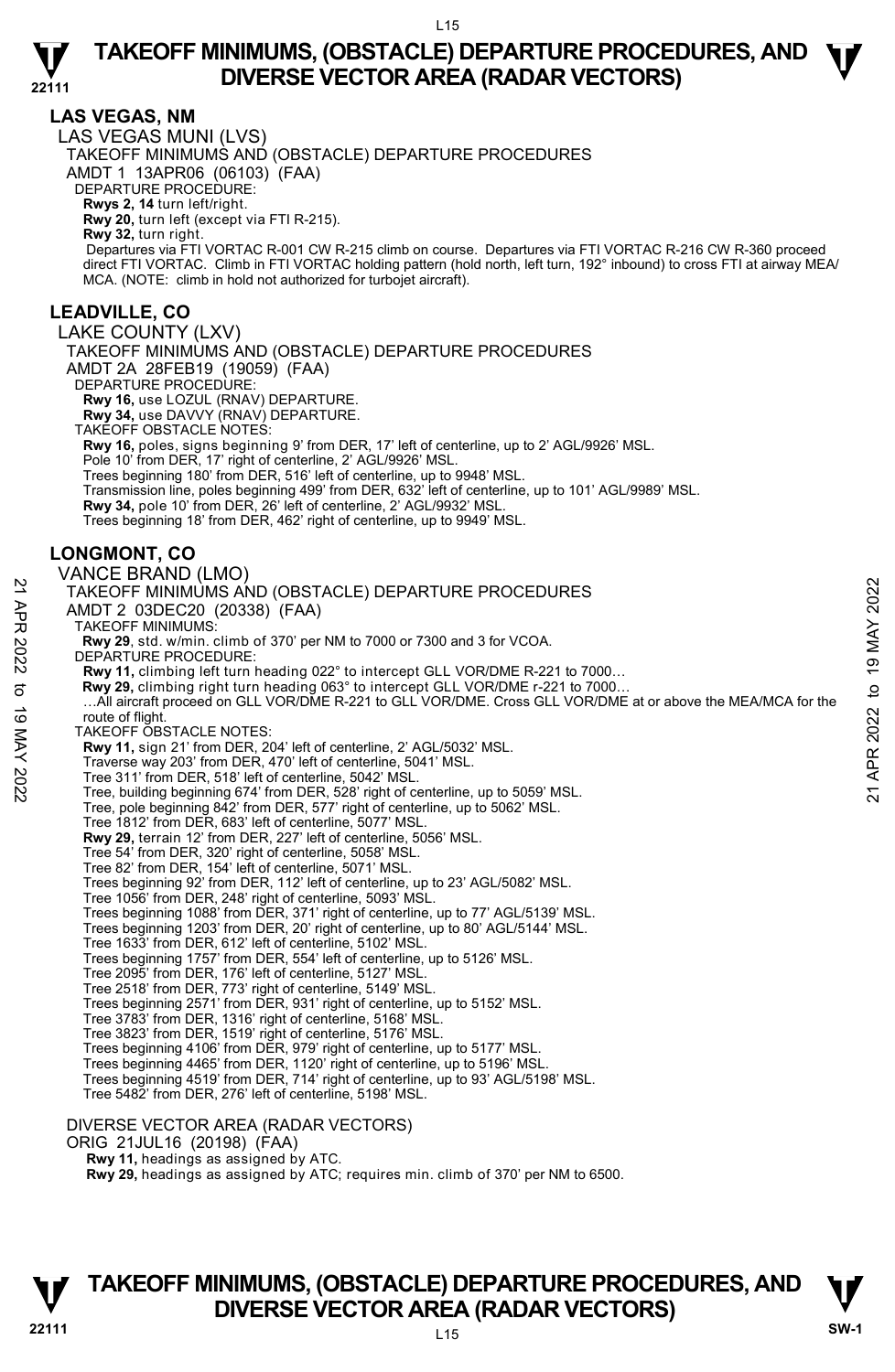## LAS VEGAS, NM

LAS VEGAS MUNI (LVS)

TAKEOFF MINIMUMS AND (OBSTACLE) DEPARTURE PROCEDURES

AMDT 1 13APR06 (06103) (FAA)

DEPARTURE PROCEDURE:

**Rwys 2, 14** turn left/right.

**Rwy 20,** turn left (except via FTI R-215).

**Rwy 32,** turn right.

Departures via FTI VORTAC R-001 CW R-215 climb on course. Departures via FTI VORTAC R-216 CW R-360 proceed direct FTI VORTAC. Climb in FTI VORTAC holding pattern (hold north, left turn, 192° inbound) to cross FTI at airway MEA/ MCA. (NOTE: climb in hold not authorized for turbojet aircraft).

## LEADVILLE, CO

LAKE COUNTY (LXV)

TAKEOFF MINIMUMS AND (OBSTACLE) DEPARTURE PROCEDURES

AMDT 2A 28FEB19 (19059) (FAA)

DEPARTURE PROCEDURE:

**Rwy 16,** use LOZUL (RNAV) DEPARTURE.

**Rwy 34,** use DAVVY (RNAV) DEPARTURE.

TAKEOFF OBSTACLE NOTES:

**Rwy 16,** poles, signs beginning 9' from DER, 17' left of centerline, up to 2' AGL/9926' MSL.
Pole 10' from DER, 17' right of centerline, 2' AGL/9926' MSL.
Trees beginning 180' from DER, 516' left of centerline, up to 9948' MSL.
Transmission line, poles beginning 499' from DER, 632' left of centerline, up to 101' AGL/9989' MSL.

**Rwy 34,** pole 10' from DER, 26' left of centerline, 2' AGL/9932' MSL.
Trees beginning 18' from DER, 462' right of centerline, up to 9949' MSL.

## LONGMONT, CO

VANCE BRAND (LMO)

TAKEOFF MINIMUMS AND (OBSTACLE) DEPARTURE PROCEDURES

AMDT 2 03DEC20 (20338) (FAA)

TAKEOFF MINIMUMS:

**Rwy 29,** std. w/min. climb of 370' per NM to 7000 or 7300 and 3 for VCOA.

DEPARTURE PROCEDURE:

**Rwy 11,** climbing left turn heading 022° to intercept GLL VOR/DME R-221 to 7000…

**Rwy 29,** climbing right turn heading 063° to intercept GLL VOR/DME r-221 to 7000…

…All aircraft proceed on GLL VOR/DME R-221 to GLL VOR/DME. Cross GLL VOR/DME at or above the MEA/MCA for the route of flight.

TAKEOFF OBSTACLE NOTES:

**Rwy 11,** sign 21' from DER, 204' left of centerline, 2' AGL/5032' MSL.
Traverse way 203' from DER, 470' left of centerline, 5041' MSL.
Tree 311' from DER, 518' left of centerline, 5042' MSL.
Tree, building beginning 674' from DER, 528' right of centerline, up to 5059' MSL.
Tree, pole beginning 842' from DER, 577' right of centerline, up to 5062' MSL.
Tree 1812' from DER, 683' left of centerline, 5077' MSL.

**Rwy 29,** terrain 12' from DER, 227' left of centerline, 5056' MSL.
Tree 54' from DER, 320' right of centerline, 5058' MSL.
Tree 82' from DER, 154' left of centerline, 5071' MSL.
Trees beginning 92' from DER, 112' left of centerline, up to 23' AGL/5082' MSL.
Tree 1056' from DER, 248' right of centerline, 5093' MSL.
Trees beginning 1088' from DER, 371' right of centerline, up to 77' AGL/5139' MSL.
Trees beginning 1203' from DER, 20' right of centerline, up to 80' AGL/5144' MSL.
Tree 1633' from DER, 612' left of centerline, 5102' MSL.
Trees beginning 1757' from DER, 554' left of centerline, up to 5126' MSL.
Tree 2095' from DER, 176' left of centerline, 5127' MSL.
Tree 2518' from DER, 773' right of centerline, 5149' MSL.
Trees beginning 2571' from DER, 931' right of centerline, up to 5152' MSL.
Tree 3783' from DER, 1316' right of centerline, 5168' MSL.
Tree 3823' from DER, 1519' right of centerline, 5176' MSL.
Trees beginning 4106' from DER, 979' right of centerline, up to 5177' MSL.
Trees beginning 4465' from DER, 1120' right of centerline, up to 5196' MSL.
Trees beginning 4519' from DER, 714' right of centerline, up to 93' AGL/5198' MSL.
Tree 5482' from DER, 276' left of centerline, 5198' MSL.

DIVERSE VECTOR AREA (RADAR VECTORS)

ORIG 21JUL16 (20198) (FAA)

**Rwy 11,** headings as assigned by ATC.

**Rwy 29,** headings as assigned by ATC; requires min. climb of 370' per NM to 6500.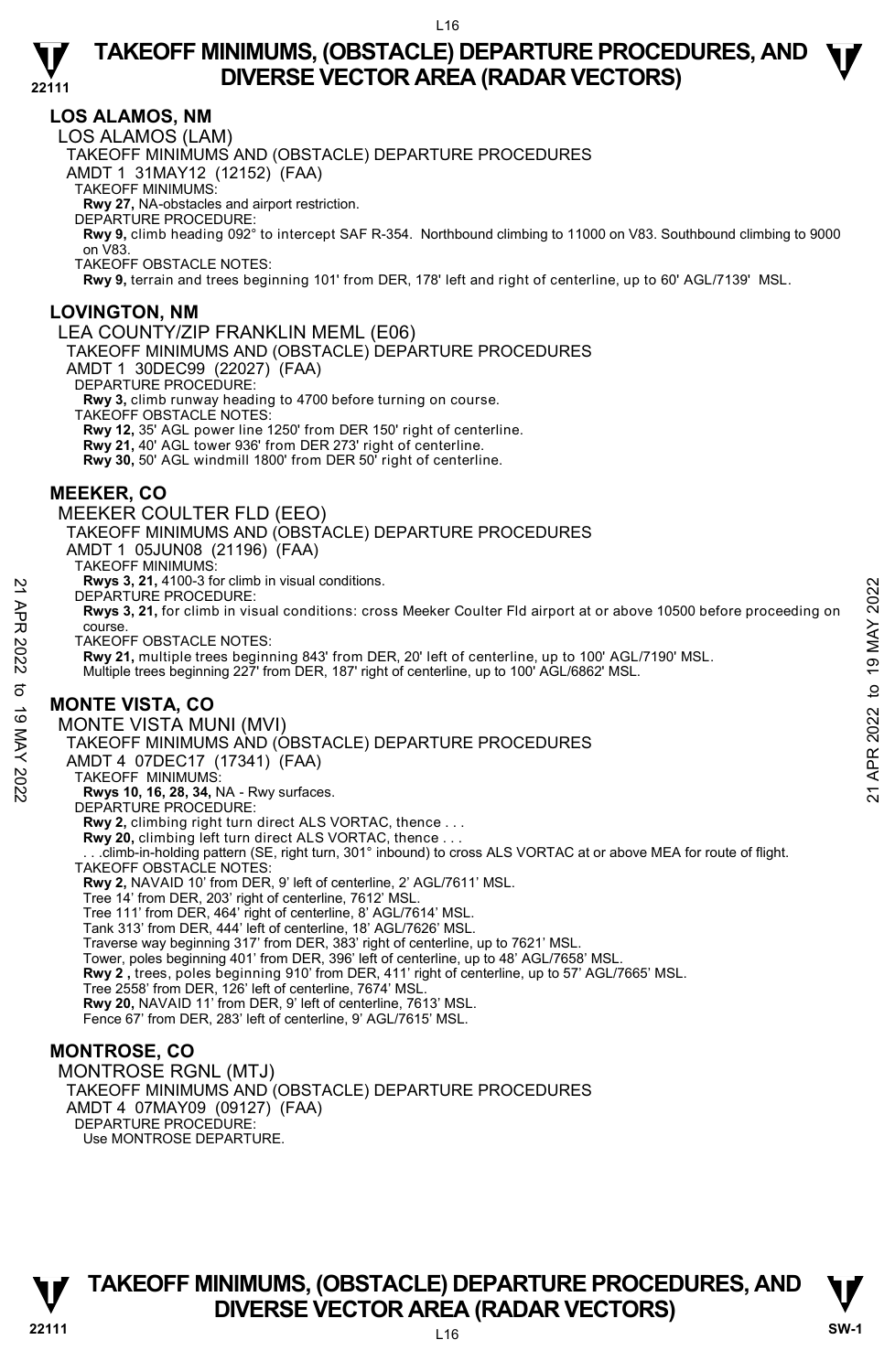## LOS ALAMOS, NM

LOS ALAMOS (LAM)

TAKEOFF MINIMUMS AND (OBSTACLE) DEPARTURE PROCEDURES

AMDT 1 31MAY12 (12152) (FAA)

TAKEOFF MINIMUMS:

**Rwy 27,** NA-obstacles and airport restriction.

DEPARTURE PROCEDURE:

**Rwy 9,** climb heading 092° to intercept SAF R-354. Northbound climbing to 11000 on V83. Southbound climbing to 9000 on V83.

TAKEOFF OBSTACLE NOTES:

**Rwy 9,** terrain and trees beginning 101' from DER, 178' left and right of centerline, up to 60' AGL/7139' MSL.

## LOVINGTON, NM

LEA COUNTY/ZIP FRANKLIN MEML (E06)

TAKEOFF MINIMUMS AND (OBSTACLE) DEPARTURE PROCEDURES

AMDT 1 30DEC99 (22027) (FAA)

DEPARTURE PROCEDURE:

**Rwy 3,** climb runway heading to 4700 before turning on course.

TAKEOFF OBSTACLE NOTES:

**Rwy 12,** 35' AGL power line 1250' from DER 150' right of centerline.

**Rwy 21,** 40' AGL tower 936' from DER 273' right of centerline.

**Rwy 30,** 50' AGL windmill 1800' from DER 50' right of centerline.

## MEEKER, CO

MEEKER COULTER FLD (EEO)

TAKEOFF MINIMUMS AND (OBSTACLE) DEPARTURE PROCEDURES

AMDT 1 05JUN08 (21196) (FAA)

TAKEOFF MINIMUMS:

**Rwys 3, 21,** 4100-3 for climb in visual conditions.

DEPARTURE PROCEDURE:

**Rwys 3, 21,** for climb in visual conditions: cross Meeker Coulter Fld airport at or above 10500 before proceeding on course.

TAKEOFF OBSTACLE NOTES:

**Rwy 21,** multiple trees beginning 843' from DER, 20' left of centerline, up to 100' AGL/7190' MSL.
Multiple trees beginning 227' from DER, 187' right of centerline, up to 100' AGL/6862' MSL.

## MONTE VISTA, CO

MONTE VISTA MUNI (MVI)

TAKEOFF MINIMUMS AND (OBSTACLE) DEPARTURE PROCEDURES

AMDT 4 07DEC17 (17341) (FAA)

TAKEOFF MINIMUMS:

**Rwys 10, 16, 28, 34,** NA - Rwy surfaces.

DEPARTURE PROCEDURE:

**Rwy 2,** climbing right turn direct ALS VORTAC, thence . . .

**Rwy 20,** climbing left turn direct ALS VORTAC, thence . . .

. . .climb-in-holding pattern (SE, right turn, 301° inbound) to cross ALS VORTAC at or above MEA for route of flight.

TAKEOFF OBSTACLE NOTES:

**Rwy 2,** NAVAID 10' from DER, 9' left of centerline, 2' AGL/7611' MSL.
Tree 14' from DER, 203' right of centerline, 7612' MSL.
Tree 111' from DER, 464' right of centerline, 8' AGL/7614' MSL.
Tank 313' from DER, 444' left of centerline, 18' AGL/7626' MSL.
Traverse way beginning 317' from DER, 383' right of centerline, up to 7621' MSL.
Tower, poles beginning 401' from DER, 396' left of centerline, up to 48' AGL/7658' MSL.

**Rwy 2 ,** trees, poles beginning 910' from DER, 411' right of centerline, up to 57' AGL/7665' MSL.
Tree 2558' from DER, 126' left of centerline, 7674' MSL.

**Rwy 20,** NAVAID 11' from DER, 9' left of centerline, 7613' MSL.
Fence 67' from DER, 283' left of centerline, 9' AGL/7615' MSL.

## MONTROSE, CO

MONTROSE RGNL (MTJ)

TAKEOFF MINIMUMS AND (OBSTACLE) DEPARTURE PROCEDURES

AMDT 4 07MAY09 (09127) (FAA)

DEPARTURE PROCEDURE:

Use MONTROSE DEPARTURE.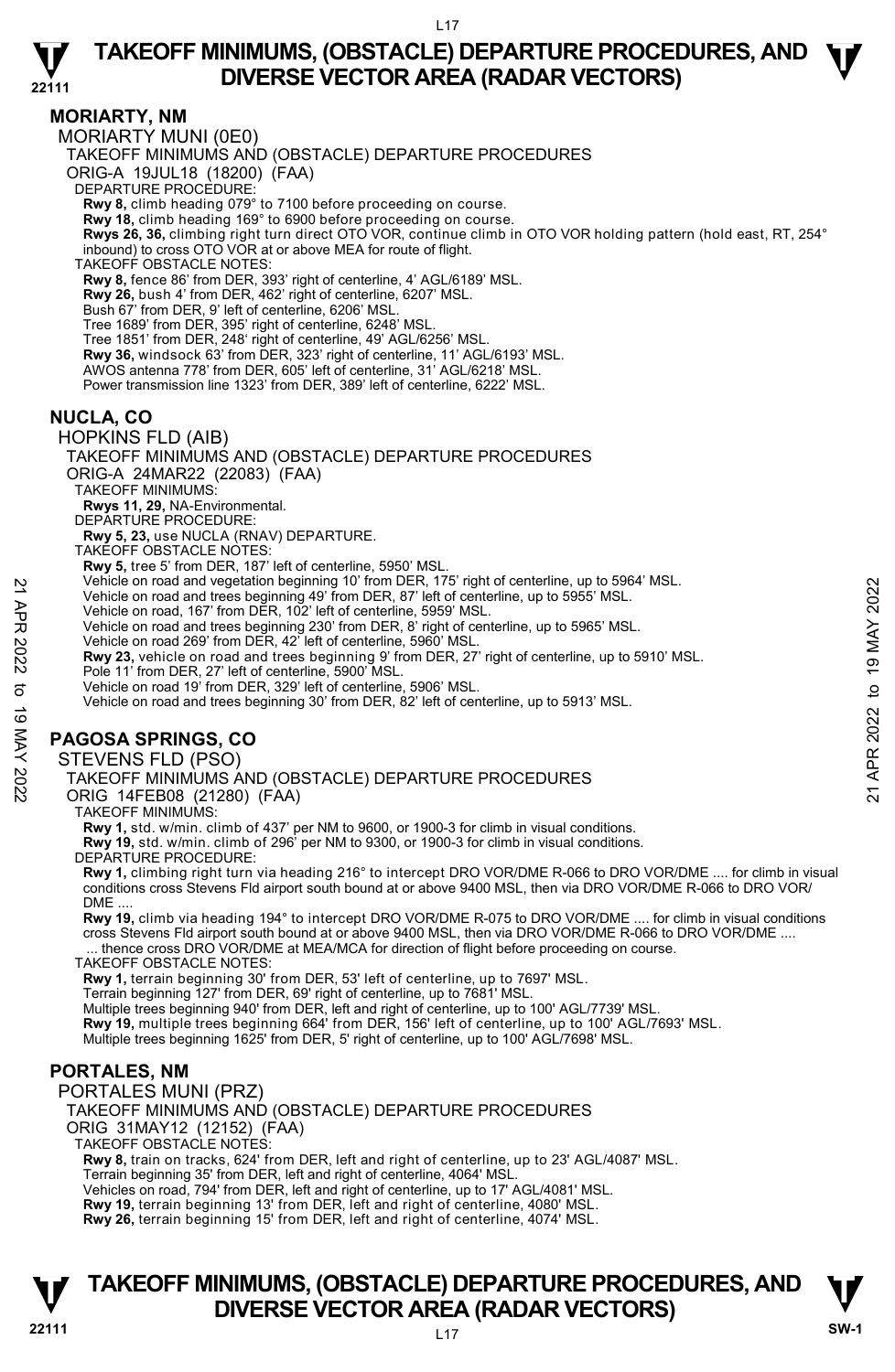## MORIARTY, NM

MORIARTY MUNI (0E0)

TAKEOFF MINIMUMS AND (OBSTACLE) DEPARTURE PROCEDURES

ORIG-A 19JUL18 (18200) (FAA)

DEPARTURE PROCEDURE:

**Rwy 8,** climb heading 079° to 7100 before proceeding on course.
**Rwy 18,** climb heading 169° to 6900 before proceeding on course.
**Rwys 26, 36,** climbing right turn direct OTO VOR, continue climb in OTO VOR holding pattern (hold east, RT, 254° inbound) to cross OTO VOR at or above MEA for route of flight.

TAKEOFF OBSTACLE NOTES:

**Rwy 8,** fence 86' from DER, 393' right of centerline, 4' AGL/6189' MSL.
**Rwy 26,** bush 4' from DER, 462' right of centerline, 6207' MSL.
Bush 67' from DER, 9' left of centerline, 6206' MSL.
Tree 1689' from DER, 395' right of centerline, 6248' MSL.
Tree 1851' from DER, 248' right of centerline, 49' AGL/6256' MSL.
**Rwy 36,** windsock 63' from DER, 323' right of centerline, 11' AGL/6193' MSL.
AWOS antenna 778' from DER, 605' left of centerline, 31' AGL/6218' MSL.
Power transmission line 1323' from DER, 389' left of centerline, 6222' MSL.

## NUCLA, CO

HOPKINS FLD (AIB)

TAKEOFF MINIMUMS AND (OBSTACLE) DEPARTURE PROCEDURES

ORIG-A 24MAR22 (22083) (FAA)

TAKEOFF MINIMUMS:

**Rwys 11, 29,** NA-Environmental.

DEPARTURE PROCEDURE:

**Rwy 5, 23,** use NUCLA (RNAV) DEPARTURE.

TAKEOFF OBSTACLE NOTES:

**Rwy 5,** tree 5' from DER, 187' left of centerline, 5950' MSL.
Vehicle on road and vegetation beginning 10' from DER, 175' right of centerline, up to 5964' MSL.
Vehicle on road and trees beginning 49' from DER, 87' left of centerline, up to 5955' MSL.
Vehicle on road, 167' from DER, 102' left of centerline, 5959' MSL.
Vehicle on road and trees beginning 230' from DER, 8' right of centerline, up to 5965' MSL.
Vehicle on road 269' from DER, 42' left of centerline, 5960' MSL.
**Rwy 23,** vehicle on road and trees beginning 9' from DER, 27' right of centerline, up to 5910' MSL.
Pole 11' from DER, 27' left of centerline, 5900' MSL.
Vehicle on road 19' from DER, 329' left of centerline, 5906' MSL.
Vehicle on road and trees beginning 30' from DER, 82' left of centerline, up to 5913' MSL.

## PAGOSA SPRINGS, CO

STEVENS FLD (PSO)

TAKEOFF MINIMUMS AND (OBSTACLE) DEPARTURE PROCEDURES

ORIG 14FEB08 (21280) (FAA)

TAKEOFF MINIMUMS:

**Rwy 1,** std. w/min. climb of 437' per NM to 9600, or 1900-3 for climb in visual conditions.
**Rwy 19,** std. w/min. climb of 296' per NM to 9300, or 1900-3 for climb in visual conditions.

DEPARTURE PROCEDURE:

**Rwy 1,** climbing right turn via heading 216° to intercept DRO VOR/DME R-066 to DRO VOR/DME .... for climb in visual conditions cross Stevens Fld airport south bound at or above 9400 MSL, then via DRO VOR/DME R-066 to DRO VOR/DME ....
**Rwy 19,** climb via heading 194° to intercept DRO VOR/DME R-075 to DRO VOR/DME .... for climb in visual conditions cross Stevens Fld airport south bound at or above 9400 MSL, then via DRO VOR/DME R-066 to DRO VOR/DME ....
... thence cross DRO VOR/DME at MEA/MCA for direction of flight before proceeding on course.

TAKEOFF OBSTACLE NOTES:

**Rwy 1,** terrain beginning 30' from DER, 53' left of centerline, up to 7697' MSL.
Terrain beginning 127' from DER, 69' right of centerline, up to 7681' MSL.
Multiple trees beginning 940' from DER, left and right of centerline, up to 100' AGL/7739' MSL.
**Rwy 19,** multiple trees beginning 664' from DER, 156' left of centerline, up to 100' AGL/7693' MSL.
Multiple trees beginning 1625' from DER, 5' right of centerline, up to 100' AGL/7698' MSL.

## PORTALES, NM

PORTALES MUNI (PRZ)

TAKEOFF MINIMUMS AND (OBSTACLE) DEPARTURE PROCEDURES

ORIG 31MAY12 (12152) (FAA)

TAKEOFF OBSTACLE NOTES:

**Rwy 8,** train on tracks, 624' from DER, left and right of centerline, up to 23' AGL/4087' MSL.
Terrain beginning 35' from DER, left and right of centerline, 4064' MSL.
Vehicles on road, 794' from DER, left and right of centerline, up to 17' AGL/4081' MSL.
**Rwy 19,** terrain beginning 13' from DER, left and right of centerline, 4080' MSL.
**Rwy 26,** terrain beginning 15' from DER, left and right of centerline, 4074' MSL.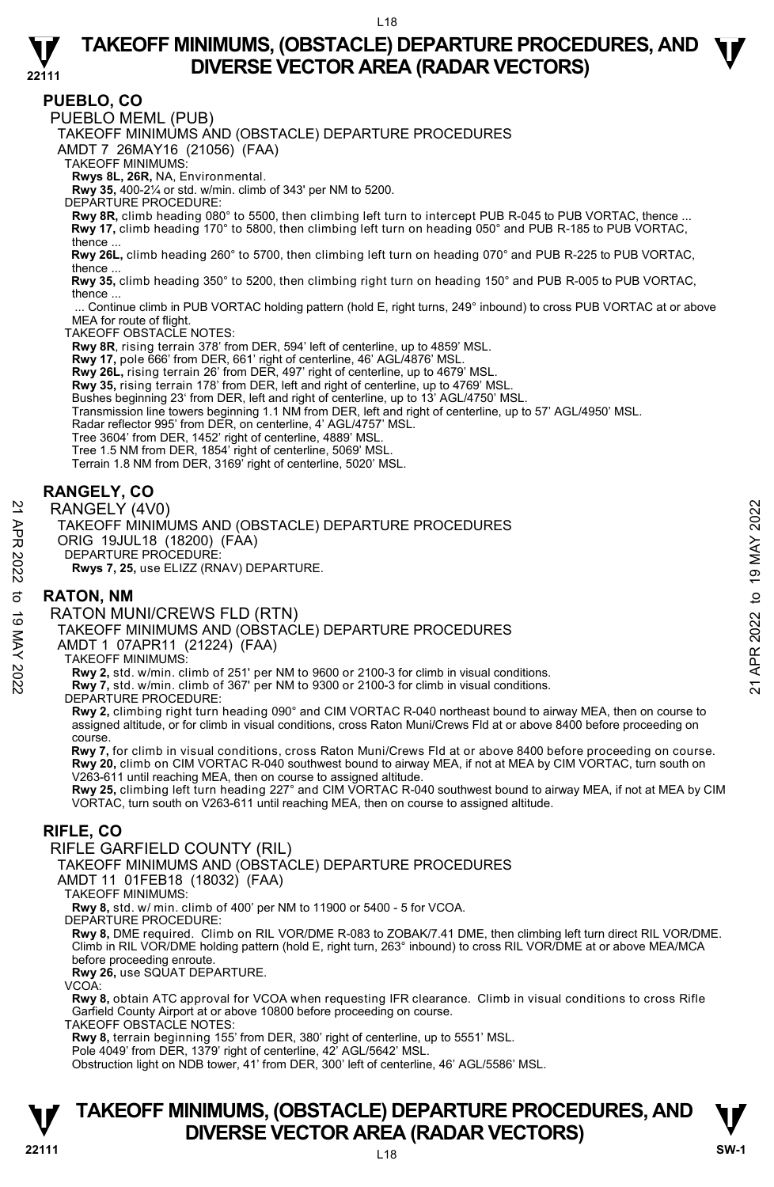## PUEBLO, CO

PUEBLO MEML (PUB)

TAKEOFF MINIMUMS AND (OBSTACLE) DEPARTURE PROCEDURES

AMDT 7 26MAY16 (21056) (FAA)

TAKEOFF MINIMUMS:

**Rwys 8L, 26R,** NA, Environmental.

**Rwy 35,** 400-2¼ or std. w/min. climb of 343' per NM to 5200.

DEPARTURE PROCEDURE:

**Rwy 8R,** climb heading 080° to 5500, then climbing left turn to intercept PUB R-045 to PUB VORTAC, thence ...

**Rwy 17,** climb heading 170° to 5800, then climbing left turn on heading 050° and PUB R-185 to PUB VORTAC, thence ...

**Rwy 26L,** climb heading 260° to 5700, then climbing left turn on heading 070° and PUB R-225 to PUB VORTAC, thence ...

**Rwy 35,** climb heading 350° to 5200, then climbing right turn on heading 150° and PUB R-005 to PUB VORTAC, thence ...

... Continue climb in PUB VORTAC holding pattern (hold E, right turns, 249° inbound) to cross PUB VORTAC at or above MEA for route of flight.

TAKEOFF OBSTACLE NOTES:

**Rwy 8R**, rising terrain 378' from DER, 594' left of centerline, up to 4859' MSL.

**Rwy 17,** pole 666' from DER, 661' right of centerline, 46' AGL/4876' MSL.

**Rwy 26L,** rising terrain 26' from DER, 497' right of centerline, up to 4679' MSL.

**Rwy 35,** rising terrain 178' from DER, left and right of centerline, up to 4769' MSL.

Bushes beginning 23' from DER, left and right of centerline, up to 13' AGL/4750' MSL.

Transmission line towers beginning 1.1 NM from DER, left and right of centerline, up to 57' AGL/4950' MSL.

Radar reflector 995' from DER, on centerline, 4' AGL/4757' MSL.

Tree 3604' from DER, 1452' right of centerline, 4889' MSL.

Tree 1.5 NM from DER, 1854' right of centerline, 5069' MSL.

Terrain 1.8 NM from DER, 3169' right of centerline, 5020' MSL.

## RANGELY, CO

RANGELY (4V0)

TAKEOFF MINIMUMS AND (OBSTACLE) DEPARTURE PROCEDURES

ORIG 19JUL18 (18200) (FAA)

DEPARTURE PROCEDURE:

**Rwys 7, 25,** use ELIZZ (RNAV) DEPARTURE.

## RATON, NM

RATON MUNI/CREWS FLD (RTN)

TAKEOFF MINIMUMS AND (OBSTACLE) DEPARTURE PROCEDURES

AMDT 1 07APR11 (21224) (FAA)

TAKEOFF MINIMUMS:

**Rwy 2,** std. w/min. climb of 251' per NM to 9600 or 2100-3 for climb in visual conditions.

**Rwy 7,** std. w/min. climb of 367' per NM to 9300 or 2100-3 for climb in visual conditions.

DEPARTURE PROCEDURE:

**Rwy 2,** climbing right turn heading 090° and CIM VORTAC R-040 northeast bound to airway MEA, then on course to assigned altitude, or for climb in visual conditions, cross Raton Muni/Crews Fld at or above 8400 before proceeding on course.

**Rwy 7,** for climb in visual conditions, cross Raton Muni/Crews Fld at or above 8400 before proceeding on course.

**Rwy 20,** climb on CIM VORTAC R-040 southwest bound to airway MEA, if not at MEA by CIM VORTAC, turn south on V263-611 until reaching MEA, then on course to assigned altitude.

**Rwy 25,** climbing left turn heading 227° and CIM VORTAC R-040 southwest bound to airway MEA, if not at MEA by CIM VORTAC, turn south on V263-611 until reaching MEA, then on course to assigned altitude.

## RIFLE, CO

RIFLE GARFIELD COUNTY (RIL)

TAKEOFF MINIMUMS AND (OBSTACLE) DEPARTURE PROCEDURES

AMDT 11 01FEB18 (18032) (FAA)

TAKEOFF MINIMUMS:

**Rwy 8,** std. w/ min. climb of 400' per NM to 11900 or 5400 - 5 for VCOA.

DEPARTURE PROCEDURE:

**Rwy 8,** DME required. Climb on RIL VOR/DME R-083 to ZOBAK/7.41 DME, then climbing left turn direct RIL VOR/DME. Climb in RIL VOR/DME holding pattern (hold E, right turn, 263° inbound) to cross RIL VOR/DME at or above MEA/MCA before proceeding enroute.

**Rwy 26,** use SQUAT DEPARTURE.

VCOA:

**Rwy 8,** obtain ATC approval for VCOA when requesting IFR clearance. Climb in visual conditions to cross Rifle Garfield County Airport at or above 10800 before proceeding on course.

TAKEOFF OBSTACLE NOTES:

**Rwy 8,** terrain beginning 155' from DER, 380' right of centerline, up to 5551' MSL.

Pole 4049' from DER, 1379' right of centerline, 42' AGL/5642' MSL.

Obstruction light on NDB tower, 41' from DER, 300' left of centerline, 46' AGL/5586' MSL.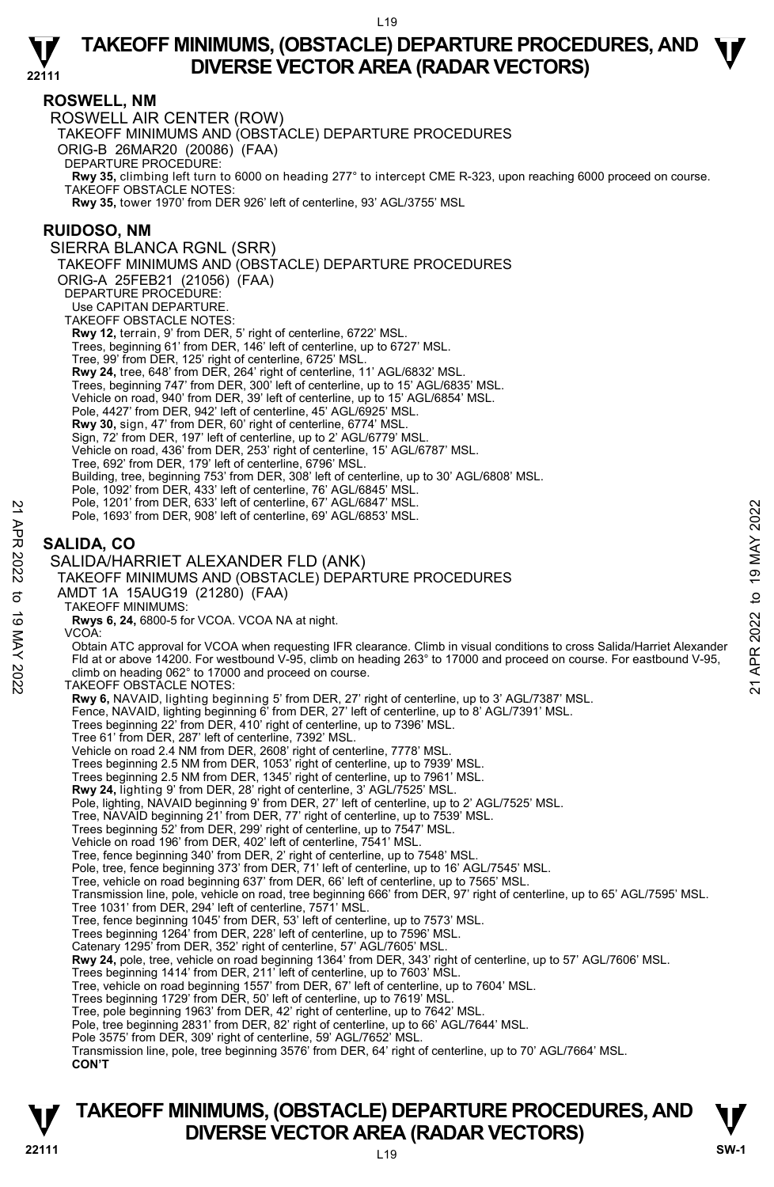## ROSWELL, NM

ROSWELL AIR CENTER (ROW)

TAKEOFF MINIMUMS AND (OBSTACLE) DEPARTURE PROCEDURES

ORIG-B 26MAR20 (20086) (FAA)

DEPARTURE PROCEDURE:

**Rwy 35,** climbing left turn to 6000 on heading 277° to intercept CME R-323, upon reaching 6000 proceed on course.

TAKEOFF OBSTACLE NOTES:

**Rwy 35,** tower 1970' from DER 926' left of centerline, 93' AGL/3755' MSL

## RUIDOSO, NM

SIERRA BLANCA RGNL (SRR)

TAKEOFF MINIMUMS AND (OBSTACLE) DEPARTURE PROCEDURES

ORIG-A 25FEB21 (21056) (FAA)

DEPARTURE PROCEDURE:

Use CAPITAN DEPARTURE.

TAKEOFF OBSTACLE NOTES:

**Rwy 12,** terrain, 9' from DER, 5' right of centerline, 6722' MSL.
Trees, beginning 61' from DER, 146' left of centerline, up to 6727' MSL.
Tree, 99' from DER, 125' right of centerline, 6725' MSL.
**Rwy 24,** tree, 648' from DER, 264' right of centerline, 11' AGL/6832' MSL.
Trees, beginning 747' from DER, 300' left of centerline, up to 15' AGL/6835' MSL.
Vehicle on road, 940' from DER, 39' left of centerline, up to 15' AGL/6854' MSL.
Pole, 4427' from DER, 942' left of centerline, 45' AGL/6925' MSL.
**Rwy 30,** sign, 47' from DER, 60' right of centerline, 6774' MSL.
Sign, 72' from DER, 197' left of centerline, up to 2' AGL/6779' MSL.
Vehicle on road, 436' from DER, 253' right of centerline, 15' AGL/6787' MSL.
Tree, 692' from DER, 179' left of centerline, 6796' MSL.
Building, tree, beginning 753' from DER, 308' left of centerline, up to 30' AGL/6808' MSL.
Pole, 1092' from DER, 433' left of centerline, 76' AGL/6845' MSL.
Pole, 1201' from DER, 633' left of centerline, 67' AGL/6847' MSL.
Pole, 1693' from DER, 908' left of centerline, 69' AGL/6853' MSL.

## SALIDA, CO

SALIDA/HARRIET ALEXANDER FLD (ANK)

TAKEOFF MINIMUMS AND (OBSTACLE) DEPARTURE PROCEDURES

AMDT 1A 15AUG19 (21280) (FAA)

TAKEOFF MINIMUMS:

**Rwys 6, 24,** 6800-5 for VCOA. VCOA NA at night.

VCOA:

Obtain ATC approval for VCOA when requesting IFR clearance. Climb in visual conditions to cross Salida/Harriet Alexander Fld at or above 14200. For westbound V-95, climb on heading 263° to 17000 and proceed on course. For eastbound V-95, climb on heading 062° to 17000 and proceed on course.

TAKEOFF OBSTACLE NOTES:

**Rwy 6,** NAVAID, lighting beginning 5' from DER, 27' right of centerline, up to 3' AGL/7387' MSL.
Fence, NAVAID, lighting beginning 6' from DER, 27' left of centerline, up to 8' AGL/7391' MSL.
Trees beginning 22' from DER, 410' right of centerline, up to 7396' MSL.
Tree 61' from DER, 287' left of centerline, 7392' MSL.
Vehicle on road 2.4 NM from DER, 2608' right of centerline, 7778' MSL.
Trees beginning 2.5 NM from DER, 1053' right of centerline, up to 7939' MSL.
Trees beginning 2.5 NM from DER, 1345' right of centerline, up to 7961' MSL.
**Rwy 24,** lighting 9' from DER, 28' right of centerline, 3' AGL/7525' MSL.
Pole, lighting, NAVAID beginning 9' from DER, 27' left of centerline, up to 2' AGL/7525' MSL.
Tree, NAVAID beginning 21' from DER, 77' right of centerline, up to 7539' MSL.
Trees beginning 52' from DER, 299' right of centerline, up to 7547' MSL.
Vehicle on road 196' from DER, 402' left of centerline, 7541' MSL.
Tree, fence beginning 340' from DER, 2' right of centerline, up to 7548' MSL.
Pole, tree, fence beginning 373' from DER, 71' left of centerline, up to 16' AGL/7545' MSL.
Tree, vehicle on road beginning 637' from DER, 66' left of centerline, up to 7565' MSL.
Transmission line, pole, vehicle on road, tree beginning 666' from DER, 97' right of centerline, up to 65' AGL/7595' MSL.
Tree 1031' from DER, 294' left of centerline, 7571' MSL.
Tree, fence beginning 1045' from DER, 53' left of centerline, up to 7573' MSL.
Trees beginning 1264' from DER, 228' left of centerline, up to 7596' MSL.
Catenary 1295' from DER, 352' right of centerline, 57' AGL/7605' MSL.
**Rwy 24,** pole, tree, vehicle on road beginning 1364' from DER, 343' right of centerline, up to 57' AGL/7606' MSL.
Trees beginning 1414' from DER, 211' left of centerline, up to 7603' MSL.
Tree, vehicle on road beginning 1557' from DER, 67' left of centerline, up to 7604' MSL.
Trees beginning 1729' from DER, 50' left of centerline, up to 7619' MSL.
Tree, pole beginning 1963' from DER, 42' right of centerline, up to 7642' MSL.
Pole, tree beginning 2831' from DER, 82' right of centerline, up to 66' AGL/7644' MSL.
Pole 3575' from DER, 309' right of centerline, 59' AGL/7652' MSL.
Transmission line, pole, tree beginning 3576' from DER, 64' right of centerline, up to 70' AGL/7664' MSL.

**CON'T**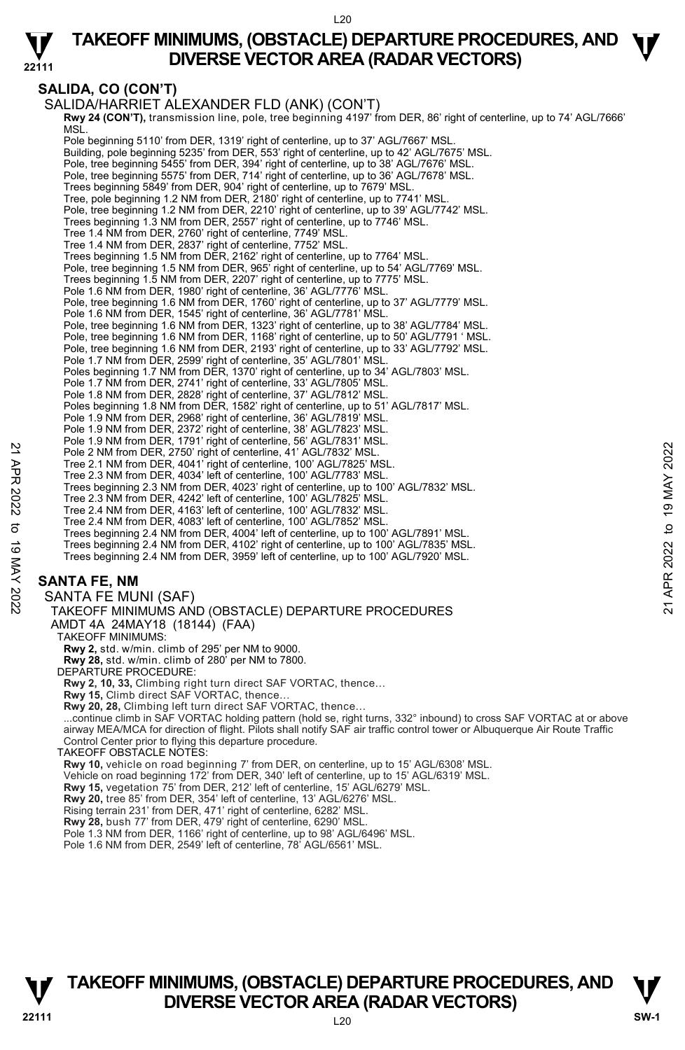## SALIDA, CO (CON'T)

SALIDA/HARRIET ALEXANDER FLD (ANK) (CON'T)

**Rwy 24 (CON'T),** transmission line, pole, tree beginning 4197' from DER, 86' right of centerline, up to 74' AGL/7666' MSL.
Pole beginning 5110' from DER, 1319' right of centerline, up to 37' AGL/7667' MSL.
Building, pole beginning 5235' from DER, 553' right of centerline, up to 42' AGL/7675' MSL.
Pole, tree beginning 5455' from DER, 394' right of centerline, up to 38' AGL/7676' MSL.
Pole, tree beginning 5575' from DER, 714' right of centerline, up to 36' AGL/7678' MSL.
Trees beginning 5849' from DER, 904' right of centerline, up to 7679' MSL.
Tree, pole beginning 1.2 NM from DER, 2180' right of centerline, up to 7741' MSL.
Pole, tree beginning 1.2 NM from DER, 2210' right of centerline, up to 39' AGL/7742' MSL.
Trees beginning 1.3 NM from DER, 2557' right of centerline, up to 7746' MSL.
Tree 1.4 NM from DER, 2760' right of centerline, 7749' MSL.
Tree 1.4 NM from DER, 2837' right of centerline, 7752' MSL.
Trees beginning 1.5 NM from DER, 2162' right of centerline, up to 7764' MSL.
Pole, tree beginning 1.5 NM from DER, 965' right of centerline, up to 54' AGL/7769' MSL.
Trees beginning 1.5 NM from DER, 2207' right of centerline, up to 7775' MSL.
Pole 1.6 NM from DER, 1980' right of centerline, 36' AGL/7776' MSL.
Pole, tree beginning 1.6 NM from DER, 1760' right of centerline, up to 37' AGL/7779' MSL.
Pole 1.6 NM from DER, 1545' right of centerline, 36' AGL/7781' MSL.
Pole, tree beginning 1.6 NM from DER, 1323' right of centerline, up to 38' AGL/7784' MSL.
Pole, tree beginning 1.6 NM from DER, 1168' right of centerline, up to 50' AGL/7791 ' MSL.
Pole, tree beginning 1.6 NM from DER, 2193' right of centerline, up to 33' AGL/7792' MSL.
Pole 1.7 NM from DER, 2599' right of centerline, 35' AGL/7801' MSL.
Poles beginning 1.7 NM from DER, 1370' right of centerline, up to 34' AGL/7803' MSL.
Pole 1.7 NM from DER, 2741' right of centerline, 33' AGL/7805' MSL.
Pole 1.8 NM from DER, 2828' right of centerline, 37' AGL/7812' MSL.
Poles beginning 1.8 NM from DER, 1582' right of centerline, up to 51' AGL/7817' MSL.
Pole 1.9 NM from DER, 2968' right of centerline, 36' AGL/7819' MSL.
Pole 1.9 NM from DER, 2372' right of centerline, 38' AGL/7823' MSL.
Pole 1.9 NM from DER, 1791' right of centerline, 56' AGL/7831' MSL.
Pole 2 NM from DER, 2750' right of centerline, 41' AGL/7832' MSL.
Tree 2.1 NM from DER, 4041' right of centerline, 100' AGL/7825' MSL.
Tree 2.3 NM from DER, 4034' left of centerline, 100' AGL/7783' MSL.
Trees beginning 2.3 NM from DER, 4023' right of centerline, up to 100' AGL/7832' MSL.
Tree 2.3 NM from DER, 4242' left of centerline, 100' AGL/7825' MSL.
Tree 2.4 NM from DER, 4163' left of centerline, 100' AGL/7832' MSL.
Tree 2.4 NM from DER, 4083' left of centerline, 100' AGL/7852' MSL.
Trees beginning 2.4 NM from DER, 4004' left of centerline, up to 100' AGL/7891' MSL.
Trees beginning 2.4 NM from DER, 4102' right of centerline, up to 100' AGL/7835' MSL.
Trees beginning 2.4 NM from DER, 3959' left of centerline, up to 100' AGL/7920' MSL.

## SANTA FE, NM

SANTA FE MUNI (SAF)
TAKEOFF MINIMUMS AND (OBSTACLE) DEPARTURE PROCEDURES
AMDT 4A 24MAY18 (18144) (FAA)

TAKEOFF MINIMUMS:
**Rwy 2,** std. w/min. climb of 295' per NM to 9000.
**Rwy 28,** std. w/min. climb of 280' per NM to 7800.

DEPARTURE PROCEDURE:
**Rwy 2, 10, 33,** Climbing right turn direct SAF VORTAC, thence...
**Rwy 15,** Climb direct SAF VORTAC, thence...
**Rwy 20, 28,** Climbing left turn direct SAF VORTAC, thence...
...continue climb in SAF VORTAC holding pattern (hold se, right turns, 332° inbound) to cross SAF VORTAC at or above airway MEA/MCA for direction of flight. Pilots shall notify SAF air traffic control tower or Albuquerque Air Route Traffic Control Center prior to flying this departure procedure.

TAKEOFF OBSTACLE NOTES:
**Rwy 10,** vehicle on road beginning 7' from DER, on centerline, up to 15' AGL/6308' MSL.
Vehicle on road beginning 172' from DER, 340' left of centerline, up to 15' AGL/6319' MSL.
**Rwy 15,** vegetation 75' from DER, 212' left of centerline, 15' AGL/6279' MSL.
**Rwy 20,** tree 85' from DER, 354' left of centerline, 13' AGL/6276' MSL.
Rising terrain 231' from DER, 471' right of centerline, 6282' MSL.
**Rwy 28,** bush 77' from DER, 479' right of centerline, 6290' MSL.
Pole 1.3 NM from DER, 1166' right of centerline, up to 98' AGL/6496' MSL.
Pole 1.6 NM from DER, 2549' left of centerline, 78' AGL/6561' MSL.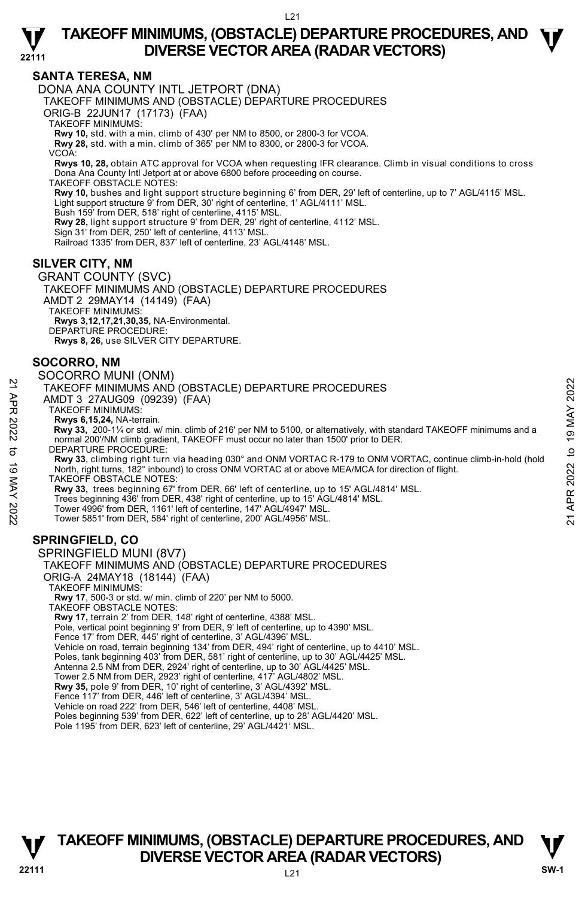## SANTA TERESA, NM

DONA ANA COUNTY INTL JETPORT (DNA)

TAKEOFF MINIMUMS AND (OBSTACLE) DEPARTURE PROCEDURES

ORIG-B 22JUN17 (17173) (FAA)

TAKEOFF MINIMUMS:

**Rwy 10,** std. with a min. climb of 430' per NM to 8500, or 2800-3 for VCOA.
**Rwy 28,** std. with a min. climb of 365' per NM to 8300, or 2800-3 for VCOA.

VCOA:

**Rwys 10, 28,** obtain ATC approval for VCOA when requesting IFR clearance. Climb in visual conditions to cross Dona Ana County Intl Jetport at or above 6800 before proceeding on course.

TAKEOFF OBSTACLE NOTES:

**Rwy 10,** bushes and light support structure beginning 6' from DER, 29' left of centerline, up to 7' AGL/4115' MSL.
Light support structure 9' from DER, 30' right of centerline, 1' AGL/4111' MSL.
Bush 159' from DER, 518' right of centerline, 4115' MSL.
**Rwy 28,** light support structure 9' from DER, 29' right of centerline, 4112' MSL.
Sign 31' from DER, 250' left of centerline, 4113' MSL.
Railroad 1335' from DER, 837' left of centerline, 23' AGL/4148' MSL.

## SILVER CITY, NM

GRANT COUNTY (SVC)

TAKEOFF MINIMUMS AND (OBSTACLE) DEPARTURE PROCEDURES

AMDT 2 29MAY14 (14149) (FAA)

TAKEOFF MINIMUMS:

**Rwys 3,12,17,21,30,35,** NA-Environmental.

DEPARTURE PROCEDURE:

**Rwys 8, 26,** use SILVER CITY DEPARTURE.

## SOCORRO, NM

SOCORRO MUNI (ONM)

TAKEOFF MINIMUMS AND (OBSTACLE) DEPARTURE PROCEDURES

AMDT 3 27AUG09 (09239) (FAA)

TAKEOFF MINIMUMS:

**Rwys 6,15,24,** NA-terrain.
**Rwy 33,** 200-1¼ or std. w/ min. climb of 216' per NM to 5100, or alternatively, with standard TAKEOFF minimums and a normal 200'/NM climb gradient, TAKEOFF must occur no later than 1500' prior to DER.

DEPARTURE PROCEDURE:

**Rwy 33**, climbing right turn via heading 030° and ONM VORTAC R-179 to ONM VORTAC, continue climb-in-hold (hold North, right turns, 182° inbound) to cross ONM VORTAC at or above MEA/MCA for direction of flight.

TAKEOFF OBSTACLE NOTES:

**Rwy 33,** trees beginning 67' from DER, 66' left of centerline, up to 15' AGL/4814' MSL.
Trees beginning 436' from DER, 438' right of centerline, up to 15' AGL/4814' MSL.
Tower 4996' from DER, 1161' left of centerline, 147' AGL/4947' MSL.
Tower 5851' from DER, 584' right of centerline, 200' AGL/4956' MSL.

## SPRINGFIELD, CO

SPRINGFIELD MUNI (8V7)

TAKEOFF MINIMUMS AND (OBSTACLE) DEPARTURE PROCEDURES

ORIG-A 24MAY18 (18144) (FAA)

TAKEOFF MINIMUMS:

**Rwy 17**, 500-3 or std. w/ min. climb of 220' per NM to 5000.

TAKEOFF OBSTACLE NOTES:

**Rwy 17,** terrain 2' from DER, 148' right of centerline, 4388' MSL.
Pole, vertical point beginning 9' from DER, 9' left of centerline, up to 4390' MSL.
Fence 17' from DER, 445' right of centerline, 3' AGL/4396' MSL.
Vehicle on road, terrain beginning 134' from DER, 494' right of centerline, up to 4410' MSL.
Poles, tank beginning 403' from DER, 581' right of centerline, up to 30' AGL/4425' MSL.
Antenna 2.5 NM from DER, 2924' right of centerline, up to 30' AGL/4425' MSL.
Tower 2.5 NM from DER, 2923' right of centerline, 417' AGL/4802' MSL.
**Rwy 35,** pole 9' from DER, 10' right of centerline, 3' AGL/4392' MSL.
Fence 117' from DER, 446' left of centerline, 3' AGL/4394' MSL.
Vehicle on road 222' from DER, 546' left of centerline, 4408' MSL.
Poles beginning 539' from DER, 622' left of centerline, up to 28' AGL/4420' MSL.
Pole 1195' from DER, 623' left of centerline, 29' AGL/4421' MSL.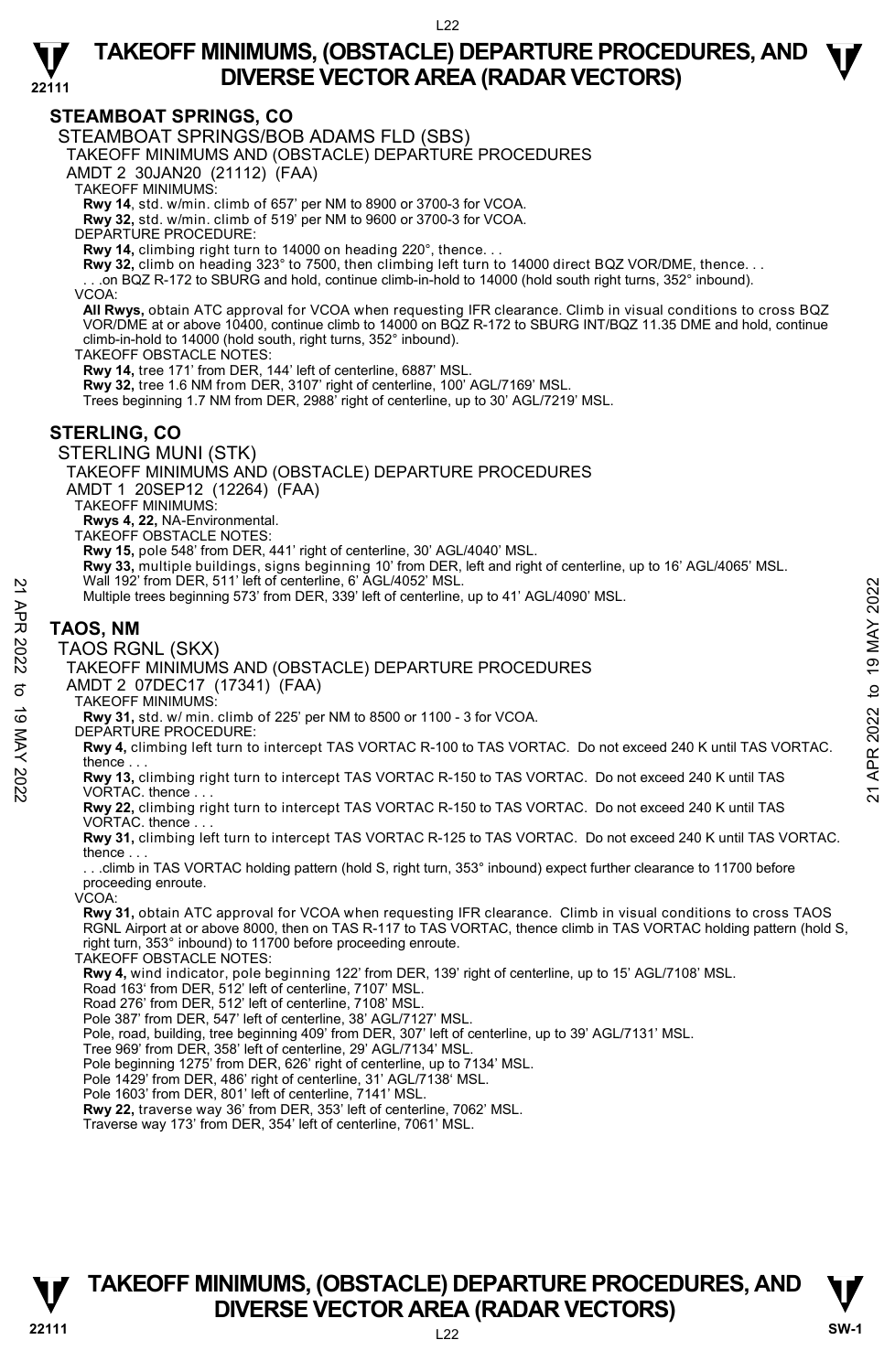## STEAMBOAT SPRINGS, CO

STEAMBOAT SPRINGS/BOB ADAMS FLD (SBS)

TAKEOFF MINIMUMS AND (OBSTACLE) DEPARTURE PROCEDURES

AMDT 2 30JAN20 (21112) (FAA)

TAKEOFF MINIMUMS:

**Rwy 14**, std. w/min. climb of 657' per NM to 8900 or 3700-3 for VCOA.

**Rwy 32,** std. w/min. climb of 519' per NM to 9600 or 3700-3 for VCOA.

DEPARTURE PROCEDURE:

**Rwy 14,** climbing right turn to 14000 on heading 220°, thence. . .

**Rwy 32,** climb on heading 323° to 7500, then climbing left turn to 14000 direct BQZ VOR/DME, thence. . .

. . .on BQZ R-172 to SBURG and hold, continue climb-in-hold to 14000 (hold south right turns, 352° inbound).

VCOA:

**All Rwys,** obtain ATC approval for VCOA when requesting IFR clearance. Climb in visual conditions to cross BQZ VOR/DME at or above 10400, continue climb to 14000 on BQZ R-172 to SBURG INT/BQZ 11.35 DME and hold, continue climb-in-hold to 14000 (hold south, right turns, 352° inbound).

TAKEOFF OBSTACLE NOTES:

**Rwy 14,** tree 171' from DER, 144' left of centerline, 6887' MSL.

**Rwy 32,** tree 1.6 NM from DER, 3107' right of centerline, 100' AGL/7169' MSL.

Trees beginning 1.7 NM from DER, 2988' right of centerline, up to 30' AGL/7219' MSL.

## STERLING, CO

STERLING MUNI (STK)

TAKEOFF MINIMUMS AND (OBSTACLE) DEPARTURE PROCEDURES

AMDT 1 20SEP12 (12264) (FAA)

TAKEOFF MINIMUMS:

**Rwys 4, 22,** NA-Environmental.

TAKEOFF OBSTACLE NOTES:

**Rwy 15,** pole 548' from DER, 441' right of centerline, 30' AGL/4040' MSL.

**Rwy 33,** multiple buildings, signs beginning 10' from DER, left and right of centerline, up to 16' AGL/4065' MSL.

Wall 192' from DER, 511' left of centerline, 6' AGL/4052' MSL.

Multiple trees beginning 573' from DER, 339' left of centerline, up to 41' AGL/4090' MSL.

## TAOS, NM

TAOS RGNL (SKX)

TAKEOFF MINIMUMS AND (OBSTACLE) DEPARTURE PROCEDURES

AMDT 2 07DEC17 (17341) (FAA)

TAKEOFF MINIMUMS:

**Rwy 31,** std. w/ min. climb of 225' per NM to 8500 or 1100 - 3 for VCOA.

DEPARTURE PROCEDURE:

**Rwy 4,** climbing left turn to intercept TAS VORTAC R-100 to TAS VORTAC. Do not exceed 240 K until TAS VORTAC. thence . . .

**Rwy 13,** climbing right turn to intercept TAS VORTAC R-150 to TAS VORTAC. Do not exceed 240 K until TAS VORTAC. thence . . .

**Rwy 22,** climbing right turn to intercept TAS VORTAC R-150 to TAS VORTAC. Do not exceed 240 K until TAS VORTAC. thence . . .

**Rwy 31,** climbing left turn to intercept TAS VORTAC R-125 to TAS VORTAC. Do not exceed 240 K until TAS VORTAC. thence . . .

. . .climb in TAS VORTAC holding pattern (hold S, right turn, 353° inbound) expect further clearance to 11700 before proceeding enroute.

VCOA:

**Rwy 31,** obtain ATC approval for VCOA when requesting IFR clearance. Climb in visual conditions to cross TAOS RGNL Airport at or above 8000, then on TAS R-117 to TAS VORTAC, thence climb in TAS VORTAC holding pattern (hold S, right turn, 353° inbound) to 11700 before proceeding enroute.

TAKEOFF OBSTACLE NOTES:

**Rwy 4,** wind indicator, pole beginning 122' from DER, 139' right of centerline, up to 15' AGL/7108' MSL.

Road 163' from DER, 512' left of centerline, 7107' MSL.

Road 276' from DER, 512' left of centerline, 7108' MSL.

Pole 387' from DER, 547' left of centerline, 38' AGL/7127' MSL.

Pole, road, building, tree beginning 409' from DER, 307' left of centerline, up to 39' AGL/7131' MSL.

Tree 969' from DER, 358' left of centerline, 29' AGL/7134' MSL.

Pole beginning 1275' from DER, 626' right of centerline, up to 7134' MSL.

Pole 1429' from DER, 486' right of centerline, 31' AGL/7138' MSL.

Pole 1603' from DER, 801' left of centerline, 7141' MSL.

**Rwy 22,** traverse way 36' from DER, 353' left of centerline, 7062' MSL.

Traverse way 173' from DER, 354' left of centerline, 7061' MSL.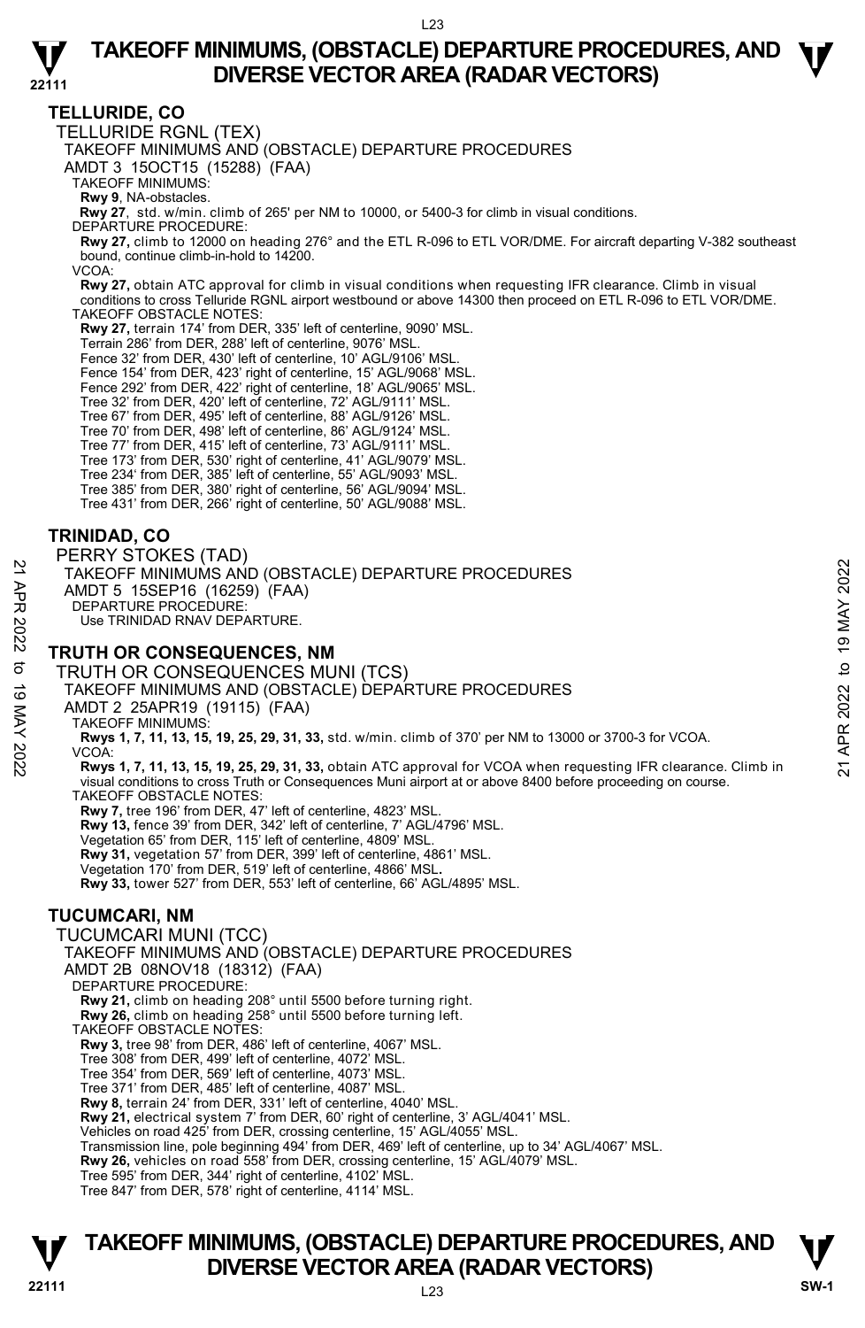## TELLURIDE, CO

TELLURIDE RGNL (TEX)

TAKEOFF MINIMUMS AND (OBSTACLE) DEPARTURE PROCEDURES

AMDT 3 15OCT15 (15288) (FAA)

TAKEOFF MINIMUMS:

**Rwy 9**, NA-obstacles.

**Rwy 27**, std. w/min. climb of 265' per NM to 10000, or 5400-3 for climb in visual conditions.

DEPARTURE PROCEDURE:

**Rwy 27,** climb to 12000 on heading 276° and the ETL R-096 to ETL VOR/DME. For aircraft departing V-382 southeast bound, continue climb-in-hold to 14200.

VCOA:

**Rwy 27,** obtain ATC approval for climb in visual conditions when requesting IFR clearance. Climb in visual conditions to cross Telluride RGNL airport westbound or above 14300 then proceed on ETL R-096 to ETL VOR/DME.

TAKEOFF OBSTACLE NOTES:

**Rwy 27,** terrain 174' from DER, 335' left of centerline, 9090' MSL.
Terrain 286' from DER, 288' left of centerline, 9076' MSL.
Fence 32' from DER, 430' left of centerline, 10' AGL/9106' MSL.
Fence 154' from DER, 423' right of centerline, 15' AGL/9068' MSL.
Fence 292' from DER, 422' right of centerline, 18' AGL/9065' MSL.
Tree 32' from DER, 420' left of centerline, 72' AGL/9111' MSL.
Tree 67' from DER, 495' left of centerline, 88' AGL/9126' MSL.
Tree 70' from DER, 498' left of centerline, 86' AGL/9124' MSL.
Tree 77' from DER, 415' left of centerline, 73' AGL/9111' MSL.
Tree 173' from DER, 530' right of centerline, 41' AGL/9079' MSL.
Tree 234' from DER, 385' left of centerline, 55' AGL/9093' MSL.
Tree 385' from DER, 380' right of centerline, 56' AGL/9094' MSL.
Tree 431' from DER, 266' right of centerline, 50' AGL/9088' MSL.

## TRINIDAD, CO

PERRY STOKES (TAD)

TAKEOFF MINIMUMS AND (OBSTACLE) DEPARTURE PROCEDURES

AMDT 5 15SEP16 (16259) (FAA)

DEPARTURE PROCEDURE:

Use TRINIDAD RNAV DEPARTURE.

## TRUTH OR CONSEQUENCES, NM

TRUTH OR CONSEQUENCES MUNI (TCS)

TAKEOFF MINIMUMS AND (OBSTACLE) DEPARTURE PROCEDURES

AMDT 2 25APR19 (19115) (FAA)

TAKEOFF MINIMUMS:

**Rwys 1, 7, 11, 13, 15, 19, 25, 29, 31, 33,** std. w/min. climb of 370' per NM to 13000 or 3700-3 for VCOA.

VCOA:

**Rwys 1, 7, 11, 13, 15, 19, 25, 29, 31, 33,** obtain ATC approval for VCOA when requesting IFR clearance. Climb in visual conditions to cross Truth or Consequences Muni airport at or above 8400 before proceeding on course.

TAKEOFF OBSTACLE NOTES:

**Rwy 7,** tree 196' from DER, 47' left of centerline, 4823' MSL.
**Rwy 13,** fence 39' from DER, 342' left of centerline, 7' AGL/4796' MSL.
Vegetation 65' from DER, 115' left of centerline, 4809' MSL.
**Rwy 31,** vegetation 57' from DER, 399' left of centerline, 4861' MSL.
Vegetation 170' from DER, 519' left of centerline, 4866' MSL.
**Rwy 33,** tower 527' from DER, 553' left of centerline, 66' AGL/4895' MSL.

## TUCUMCARI, NM

TUCUMCARI MUNI (TCC)

TAKEOFF MINIMUMS AND (OBSTACLE) DEPARTURE PROCEDURES

AMDT 2B 08NOV18 (18312) (FAA)

DEPARTURE PROCEDURE:

**Rwy 21,** climb on heading 208° until 5500 before turning right.
**Rwy 26,** climb on heading 258° until 5500 before turning left.

TAKEOFF OBSTACLE NOTES:

**Rwy 3,** tree 98' from DER, 486' left of centerline, 4067' MSL.
Tree 308' from DER, 499' left of centerline, 4072' MSL.
Tree 354' from DER, 569' left of centerline, 4073' MSL.
Tree 371' from DER, 485' left of centerline, 4087' MSL.
**Rwy 8,** terrain 24' from DER, 331' left of centerline, 4040' MSL.
**Rwy 21,** electrical system 7' from DER, 60' right of centerline, 3' AGL/4041' MSL.
Vehicles on road 425' from DER, crossing centerline, 15' AGL/4055' MSL.
Transmission line, pole beginning 494' from DER, 469' left of centerline, up to 34' AGL/4067' MSL.
**Rwy 26,** vehicles on road 558' from DER, crossing centerline, 15' AGL/4079' MSL.
Tree 595' from DER, 344' right of centerline, 4102' MSL.
Tree 847' from DER, 578' right of centerline, 4114' MSL.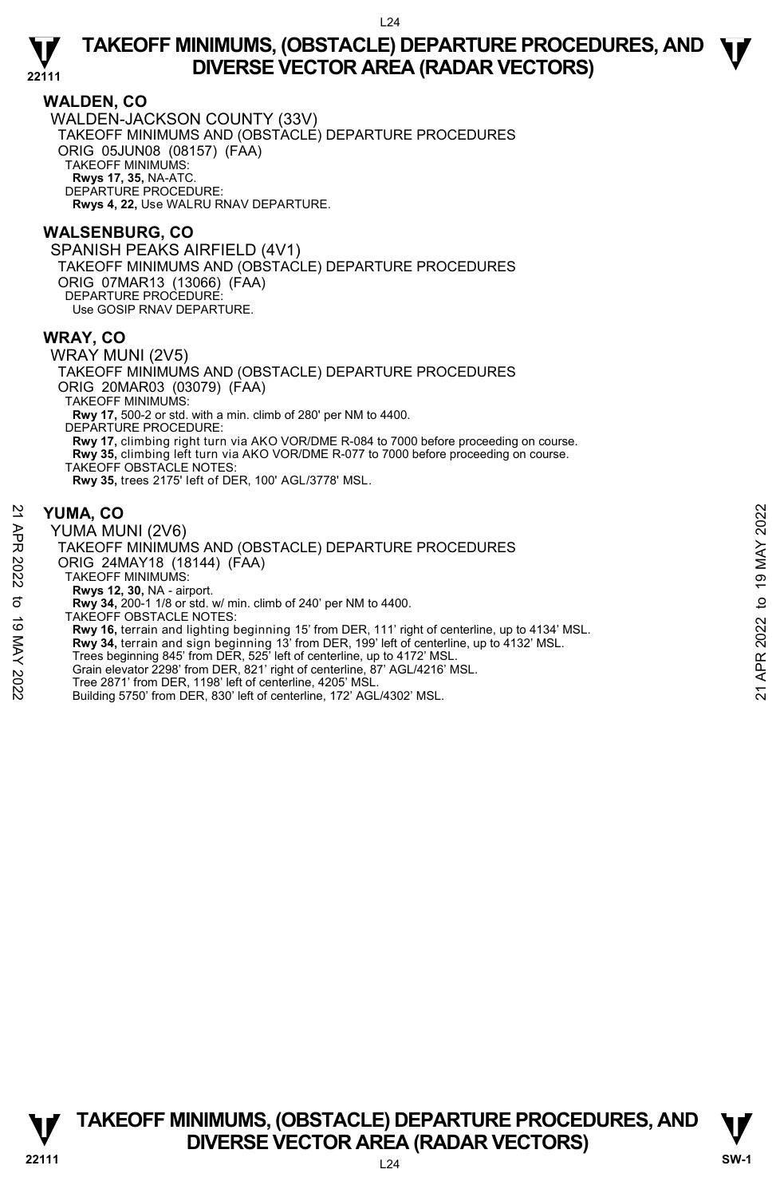## WALDEN, CO

WALDEN-JACKSON COUNTY (33V)
TAKEOFF MINIMUMS AND (OBSTACLE) DEPARTURE PROCEDURES
ORIG 05JUN08 (08157) (FAA)
TAKEOFF MINIMUMS:
**Rwys 17, 35,** NA-ATC.
DEPARTURE PROCEDURE:
**Rwys 4, 22,** Use WALRU RNAV DEPARTURE.

## WALSENBURG, CO

SPANISH PEAKS AIRFIELD (4V1)
TAKEOFF MINIMUMS AND (OBSTACLE) DEPARTURE PROCEDURES
ORIG 07MAR13 (13066) (FAA)
DEPARTURE PROCEDURE:
Use GOSIP RNAV DEPARTURE.

## WRAY, CO

WRAY MUNI (2V5)
TAKEOFF MINIMUMS AND (OBSTACLE) DEPARTURE PROCEDURES
ORIG 20MAR03 (03079) (FAA)
TAKEOFF MINIMUMS:
**Rwy 17,** 500-2 or std. with a min. climb of 280' per NM to 4400.
DEPARTURE PROCEDURE:
**Rwy 17,** climbing right turn via AKO VOR/DME R-084 to 7000 before proceeding on course.
**Rwy 35,** climbing left turn via AKO VOR/DME R-077 to 7000 before proceeding on course.
TAKEOFF OBSTACLE NOTES:
**Rwy 35,** trees 2175' left of DER, 100' AGL/3778' MSL.

## YUMA, CO

YUMA MUNI (2V6)
TAKEOFF MINIMUMS AND (OBSTACLE) DEPARTURE PROCEDURES
ORIG 24MAY18 (18144) (FAA)
TAKEOFF MINIMUMS:
**Rwys 12, 30,** NA - airport.
**Rwy 34,** 200-1 1/8 or std. w/ min. climb of 240' per NM to 4400.
TAKEOFF OBSTACLE NOTES:
**Rwy 16,** terrain and lighting beginning 15' from DER, 111' right of centerline, up to 4134' MSL.
**Rwy 34,** terrain and sign beginning 13' from DER, 199' left of centerline, up to 4132' MSL.
Trees beginning 845' from DER, 525' left of centerline, up to 4172' MSL.
Grain elevator 2298' from DER, 821' right of centerline, 87' AGL/4216' MSL.
Tree 2871' from DER, 1198' left of centerline, 4205' MSL.
Building 5750' from DER, 830' left of centerline, 172' AGL/4302' MSL.